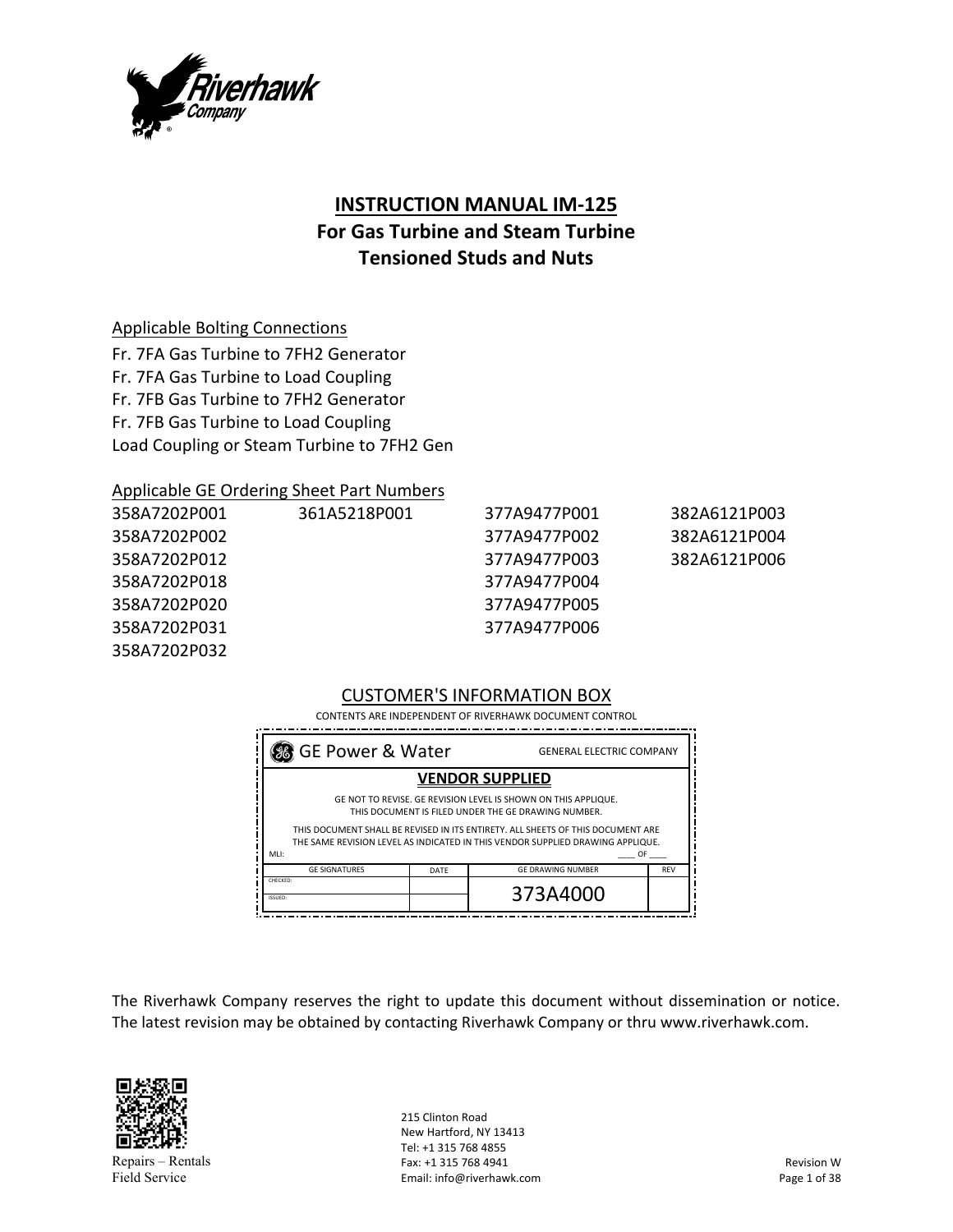# INSTRUCTION MANUAL IM-125
## For Gas Turbine and Steam Turbine Tensioned Studs and Nuts

Applicable Bolting Connections

Fr. 7FA Gas Turbine to 7FH2 Generator
Fr. 7FA Gas Turbine to Load Coupling
Fr. 7FB Gas Turbine to 7FH2 Generator
Fr. 7FB Gas Turbine to Load Coupling
Load Coupling or Steam Turbine to 7FH2 Gen

Applicable GE Ordering Sheet Part Numbers

| | | | |
|---|---|---|---|
| 358A7202P001 | 361A5218P001 | 377A9477P001 | 382A6121P003 |
| 358A7202P002 | | 377A9477P002 | 382A6121P004 |
| 358A7202P012 | | 377A9477P003 | 382A6121P006 |
| 358A7202P018 | | 377A9477P004 | |
| 358A7202P020 | | 377A9477P005 | |
| 358A7202P031 | | 377A9477P006 | |
| 358A7202P032 | | | |

CUSTOMER'S INFORMATION BOX

CONTENTS ARE INDEPENDENT OF RIVERHAWK DOCUMENT CONTROL

GE Power & Water — GENERAL ELECTRIC COMPANY

**VENDOR SUPPLIED**

GE NOT TO REVISE. GE REVISION LEVEL IS SHOWN ON THIS APPLIQUE.
THIS DOCUMENT IS FILED UNDER THE GE DRAWING NUMBER.

THIS DOCUMENT SHALL BE REVISED IN ITS ENTIRETY. ALL SHEETS OF THIS DOCUMENT ARE THE SAME REVISION LEVEL AS INDICATED IN THIS VENDOR SUPPLIED DRAWING APPLIQUE.

MLI: ____ OF ____

| GE SIGNATURES | DATE | GE DRAWING NUMBER | REV |
|---|---|---|---|
| CHECKED: | | 373A4000 | |
| ISSUED: | | | |

The Riverhawk Company reserves the right to update this document without dissemination or notice. The latest revision may be obtained by contacting Riverhawk Company or thru www.riverhawk.com.

Repairs – Rentals
Field Service

215 Clinton Road
New Hartford, NY 13413
Tel: +1 315 768 4855
Fax: +1 315 768 4941
Email: info@riverhawk.com

Revision W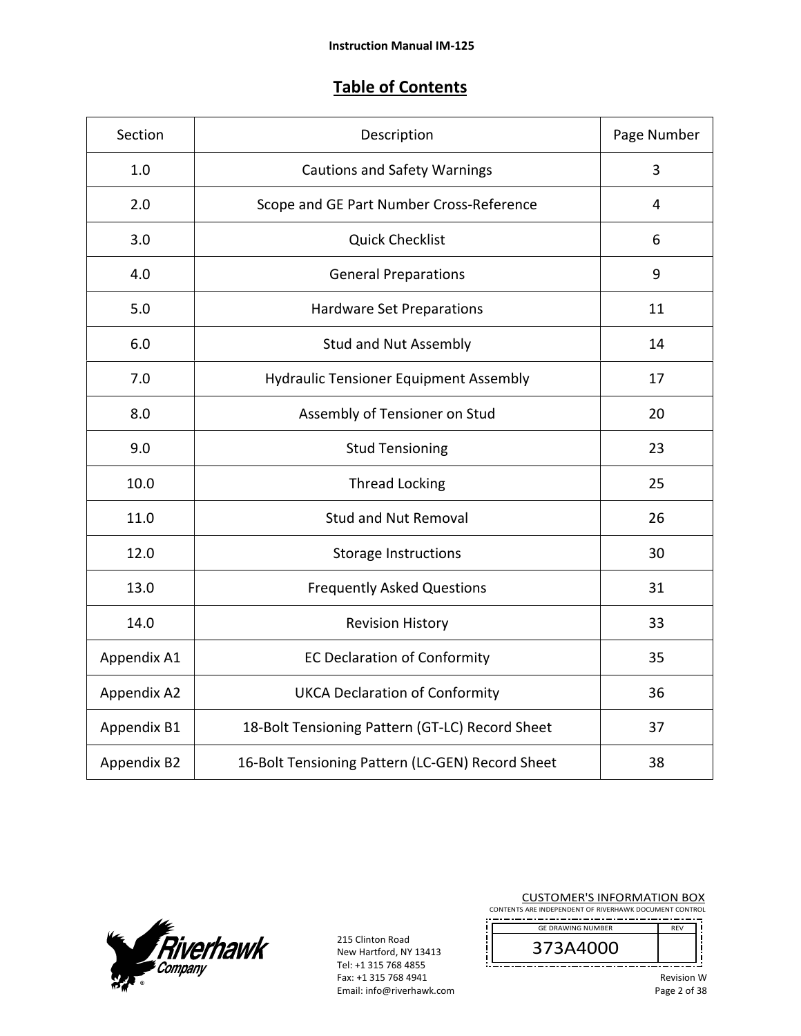## Table of Contents

| Section | Description | Page Number |
| --- | --- | --- |
| 1.0 | Cautions and Safety Warnings | 3 |
| 2.0 | Scope and GE Part Number Cross-Reference | 4 |
| 3.0 | Quick Checklist | 6 |
| 4.0 | General Preparations | 9 |
| 5.0 | Hardware Set Preparations | 11 |
| 6.0 | Stud and Nut Assembly | 14 |
| 7.0 | Hydraulic Tensioner Equipment Assembly | 17 |
| 8.0 | Assembly of Tensioner on Stud | 20 |
| 9.0 | Stud Tensioning | 23 |
| 10.0 | Thread Locking | 25 |
| 11.0 | Stud and Nut Removal | 26 |
| 12.0 | Storage Instructions | 30 |
| 13.0 | Frequently Asked Questions | 31 |
| 14.0 | Revision History | 33 |
| Appendix A1 | EC Declaration of Conformity | 35 |
| Appendix A2 | UKCA Declaration of Conformity | 36 |
| Appendix B1 | 18-Bolt Tensioning Pattern (GT-LC) Record Sheet | 37 |
| Appendix B2 | 16-Bolt Tensioning Pattern (LC-GEN) Record Sheet | 38 |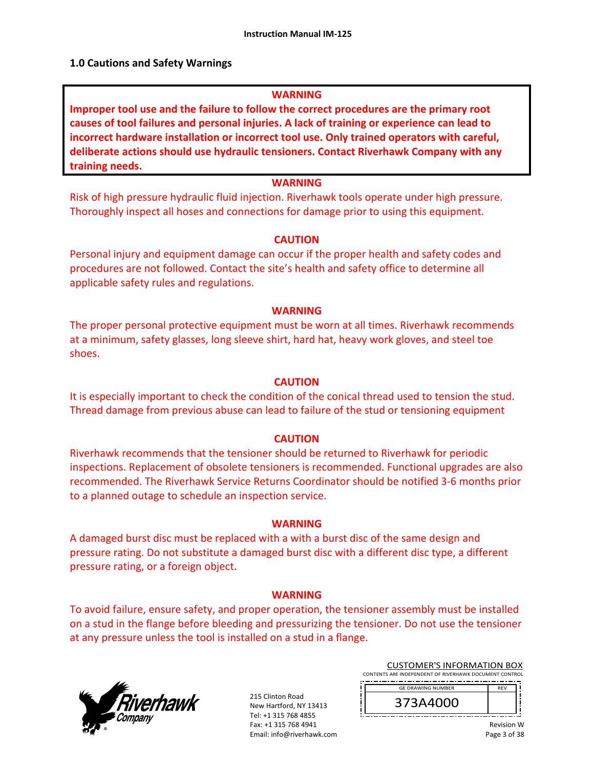## 1.0 Cautions and Safety Warnings

**WARNING**

**Improper tool use and the failure to follow the correct procedures are the primary root causes of tool failures and personal injuries. A lack of training or experience can lead to incorrect hardware installation or incorrect tool use. Only trained operators with careful, deliberate actions should use hydraulic tensioners. Contact Riverhawk Company with any training needs.**

**WARNING**

Risk of high pressure hydraulic fluid injection. Riverhawk tools operate under high pressure. Thoroughly inspect all hoses and connections for damage prior to using this equipment.

**CAUTION**

Personal injury and equipment damage can occur if the proper health and safety codes and procedures are not followed. Contact the site's health and safety office to determine all applicable safety rules and regulations.

**WARNING**

The proper personal protective equipment must be worn at all times. Riverhawk recommends at a minimum, safety glasses, long sleeve shirt, hard hat, heavy work gloves, and steel toe shoes.

**CAUTION**

It is especially important to check the condition of the conical thread used to tension the stud. Thread damage from previous abuse can lead to failure of the stud or tensioning equipment

**CAUTION**

Riverhawk recommends that the tensioner should be returned to Riverhawk for periodic inspections. Replacement of obsolete tensioners is recommended. Functional upgrades are also recommended. The Riverhawk Service Returns Coordinator should be notified 3-6 months prior to a planned outage to schedule an inspection service.

**WARNING**

A damaged burst disc must be replaced with a with a burst disc of the same design and pressure rating. Do not substitute a damaged burst disc with a different disc type, a different pressure rating, or a foreign object.

**WARNING**

To avoid failure, ensure safety, and proper operation, the tensioner assembly must be installed on a stud in the flange before bleeding and pressurizing the tensioner. Do not use the tensioner at any pressure unless the tool is installed on a stud in a flange.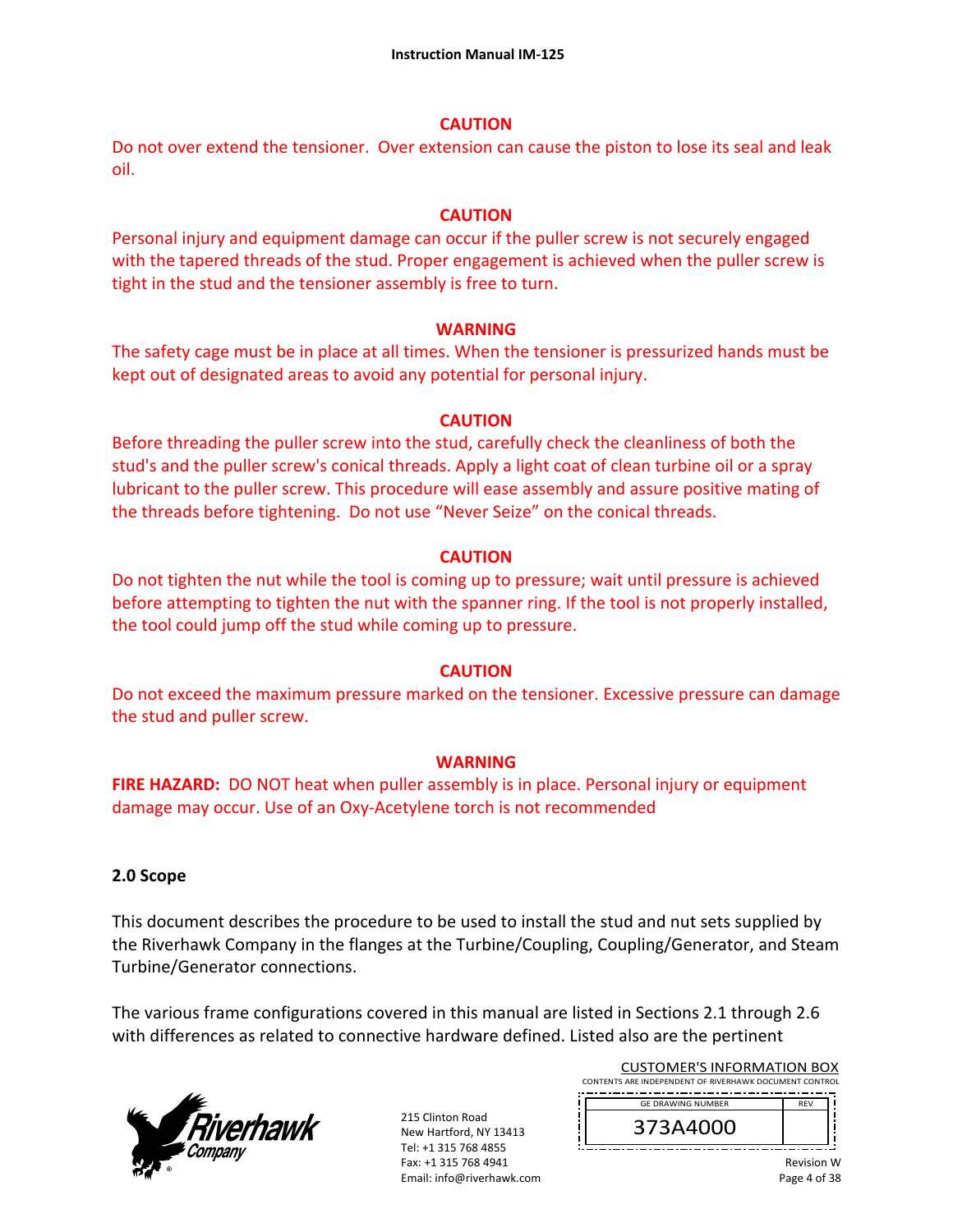**CAUTION**

Do not over extend the tensioner. Over extension can cause the piston to lose its seal and leak oil.

**CAUTION**

Personal injury and equipment damage can occur if the puller screw is not securely engaged with the tapered threads of the stud. Proper engagement is achieved when the puller screw is tight in the stud and the tensioner assembly is free to turn.

**WARNING**

The safety cage must be in place at all times. When the tensioner is pressurized hands must be kept out of designated areas to avoid any potential for personal injury.

**CAUTION**

Before threading the puller screw into the stud, carefully check the cleanliness of both the stud's and the puller screw's conical threads. Apply a light coat of clean turbine oil or a spray lubricant to the puller screw. This procedure will ease assembly and assure positive mating of the threads before tightening. Do not use "Never Seize" on the conical threads.

**CAUTION**

Do not tighten the nut while the tool is coming up to pressure; wait until pressure is achieved before attempting to tighten the nut with the spanner ring. If the tool is not properly installed, the tool could jump off the stud while coming up to pressure.

**CAUTION**

Do not exceed the maximum pressure marked on the tensioner. Excessive pressure can damage the stud and puller screw.

**WARNING**

**FIRE HAZARD:** DO NOT heat when puller assembly is in place. Personal injury or equipment damage may occur. Use of an Oxy-Acetylene torch is not recommended

## 2.0 Scope

This document describes the procedure to be used to install the stud and nut sets supplied by the Riverhawk Company in the flanges at the Turbine/Coupling, Coupling/Generator, and Steam Turbine/Generator connections.

The various frame configurations covered in this manual are listed in Sections 2.1 through 2.6 with differences as related to connective hardware defined. Listed also are the pertinent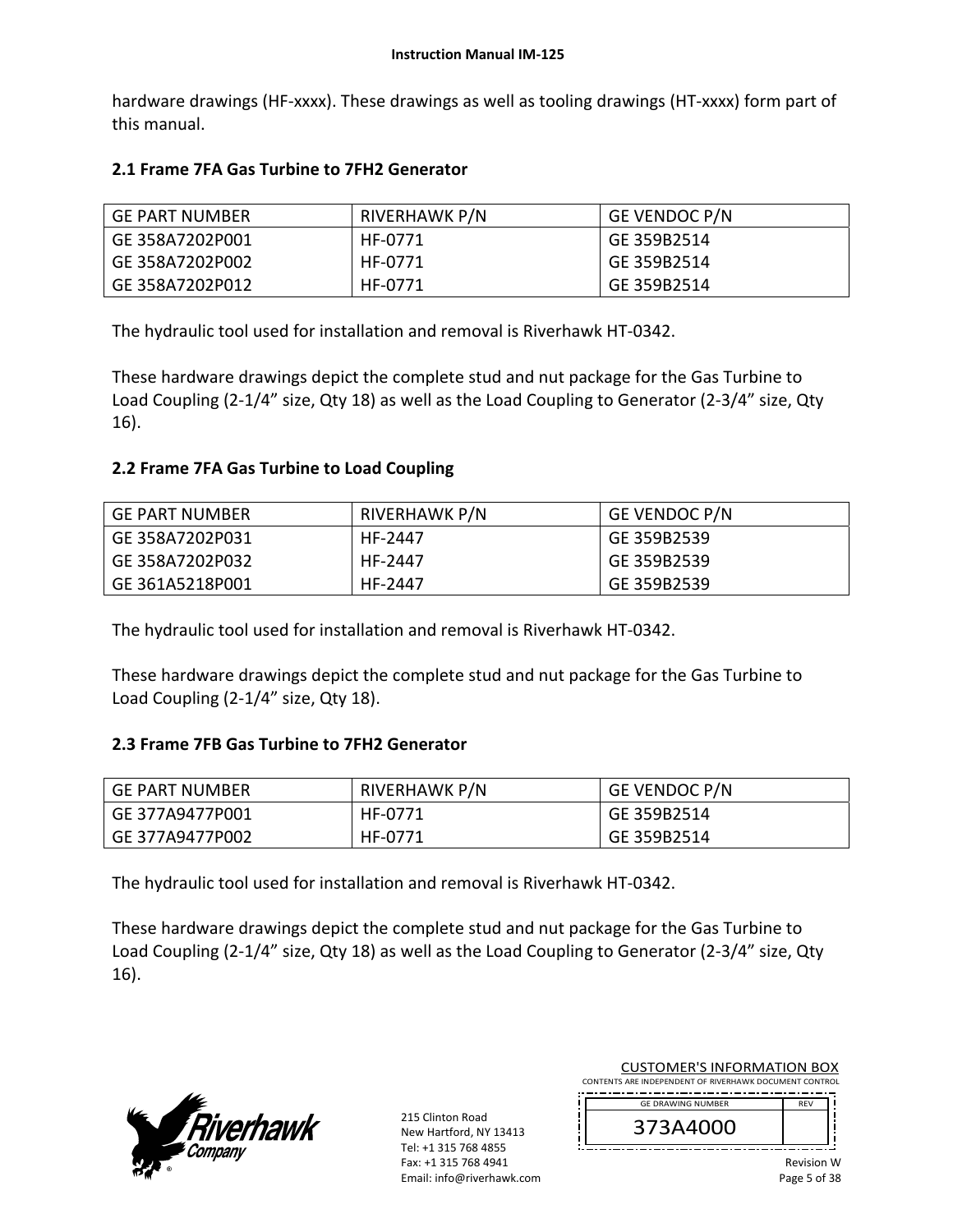hardware drawings (HF-xxxx). These drawings as well as tooling drawings (HT-xxxx) form part of this manual.

## 2.1 Frame 7FA Gas Turbine to 7FH2 Generator

| GE PART NUMBER | RIVERHAWK P/N | GE VENDOC P/N |
|---|---|---|
| GE 358A7202P001 | HF-0771 | GE 359B2514 |
| GE 358A7202P002 | HF-0771 | GE 359B2514 |
| GE 358A7202P012 | HF-0771 | GE 359B2514 |

The hydraulic tool used for installation and removal is Riverhawk HT-0342.

These hardware drawings depict the complete stud and nut package for the Gas Turbine to Load Coupling (2-1/4" size, Qty 18) as well as the Load Coupling to Generator (2-3/4" size, Qty 16).

## 2.2 Frame 7FA Gas Turbine to Load Coupling

| GE PART NUMBER | RIVERHAWK P/N | GE VENDOC P/N |
|---|---|---|
| GE 358A7202P031 | HF-2447 | GE 359B2539 |
| GE 358A7202P032 | HF-2447 | GE 359B2539 |
| GE 361A5218P001 | HF-2447 | GE 359B2539 |

The hydraulic tool used for installation and removal is Riverhawk HT-0342.

These hardware drawings depict the complete stud and nut package for the Gas Turbine to Load Coupling (2-1/4" size, Qty 18).

## 2.3 Frame 7FB Gas Turbine to 7FH2 Generator

| GE PART NUMBER | RIVERHAWK P/N | GE VENDOC P/N |
|---|---|---|
| GE 377A9477P001 | HF-0771 | GE 359B2514 |
| GE 377A9477P002 | HF-0771 | GE 359B2514 |

The hydraulic tool used for installation and removal is Riverhawk HT-0342.

These hardware drawings depict the complete stud and nut package for the Gas Turbine to Load Coupling (2-1/4" size, Qty 18) as well as the Load Coupling to Generator (2-3/4" size, Qty 16).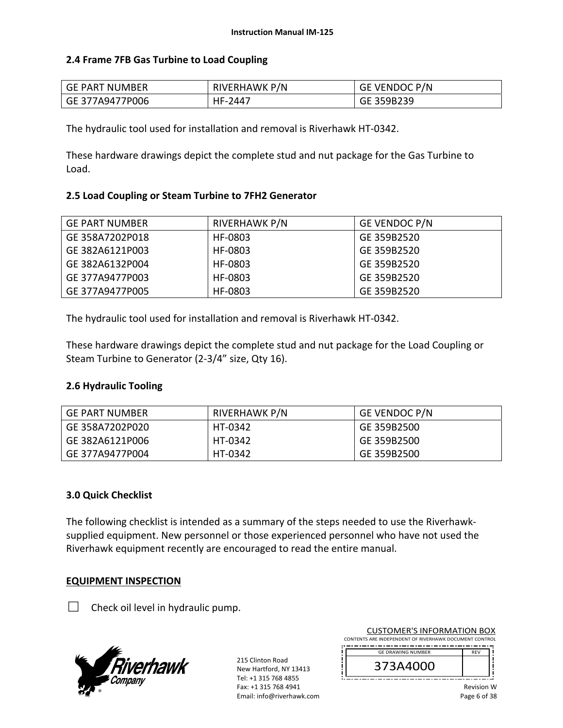## 2.4 Frame 7FB Gas Turbine to Load Coupling

| GE PART NUMBER | RIVERHAWK P/N | GE VENDOC P/N |
|---|---|---|
| GE 377A9477P006 | HF-2447 | GE 359B239 |

The hydraulic tool used for installation and removal is Riverhawk HT-0342.

These hardware drawings depict the complete stud and nut package for the Gas Turbine to Load.

## 2.5 Load Coupling or Steam Turbine to 7FH2 Generator

| GE PART NUMBER | RIVERHAWK P/N | GE VENDOC P/N |
|---|---|---|
| GE 358A7202P018 | HF-0803 | GE 359B2520 |
| GE 382A6121P003 | HF-0803 | GE 359B2520 |
| GE 382A6132P004 | HF-0803 | GE 359B2520 |
| GE 377A9477P003 | HF-0803 | GE 359B2520 |
| GE 377A9477P005 | HF-0803 | GE 359B2520 |

The hydraulic tool used for installation and removal is Riverhawk HT-0342.

These hardware drawings depict the complete stud and nut package for the Load Coupling or Steam Turbine to Generator (2-3/4" size, Qty 16).

## 2.6 Hydraulic Tooling

| GE PART NUMBER | RIVERHAWK P/N | GE VENDOC P/N |
|---|---|---|
| GE 358A7202P020 | HT-0342 | GE 359B2500 |
| GE 382A6121P006 | HT-0342 | GE 359B2500 |
| GE 377A9477P004 | HT-0342 | GE 359B2500 |

# 3.0 Quick Checklist

The following checklist is intended as a summary of the steps needed to use the Riverhawk-supplied equipment. New personnel or those experienced personnel who have not used the Riverhawk equipment recently are encouraged to read the entire manual.

**EQUIPMENT INSPECTION**

☐ Check oil level in hydraulic pump.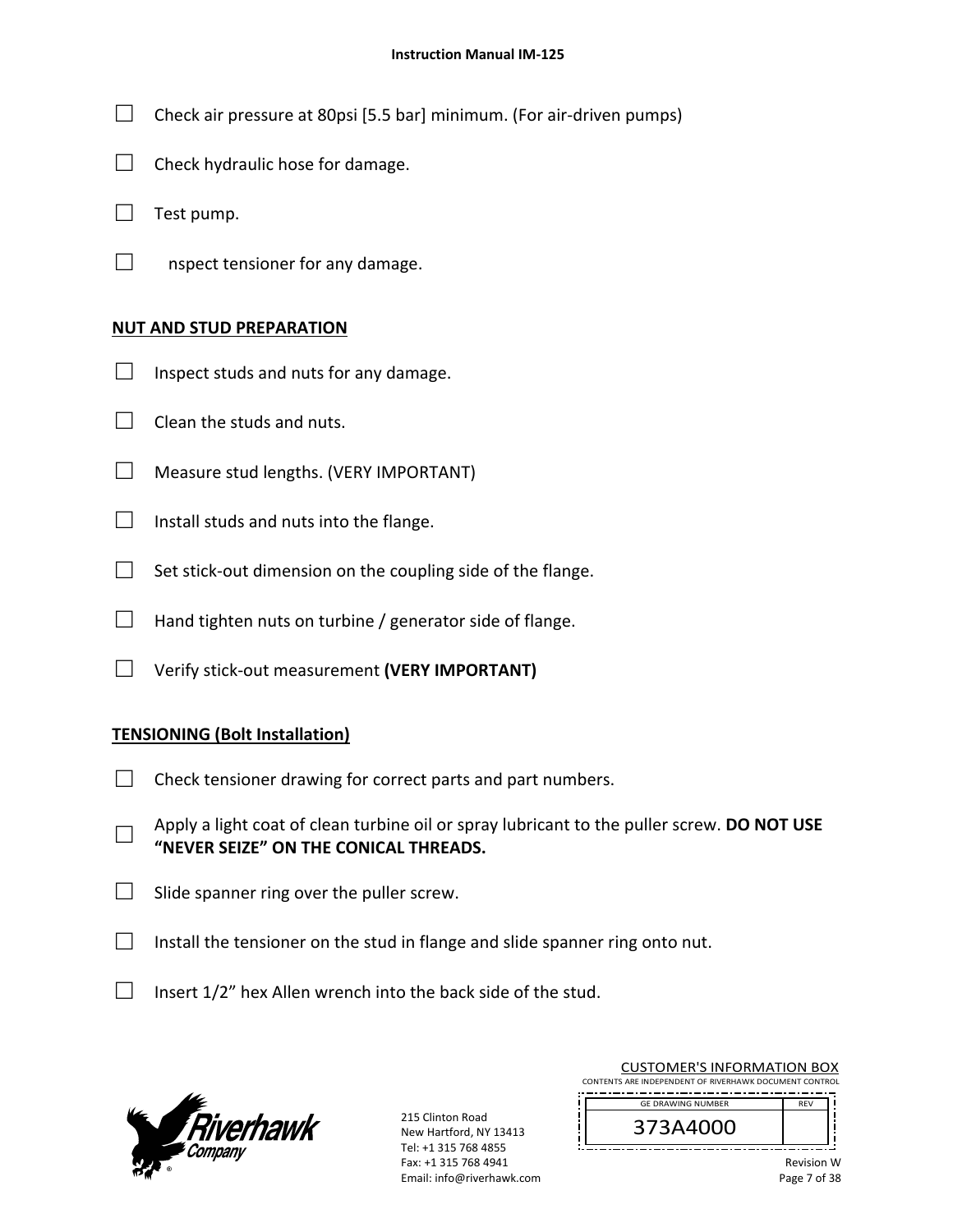☐ Check air pressure at 80psi [5.5 bar] minimum. (For air-driven pumps)

☐ Check hydraulic hose for damage.

☐ Test pump.

☐ nspect tensioner for any damage.

**NUT AND STUD PREPARATION**

☐ Inspect studs and nuts for any damage.

☐ Clean the studs and nuts.

☐ Measure stud lengths. (VERY IMPORTANT)

☐ Install studs and nuts into the flange.

☐ Set stick-out dimension on the coupling side of the flange.

☐ Hand tighten nuts on turbine / generator side of flange.

☐ Verify stick-out measurement **(VERY IMPORTANT)**

**TENSIONING (Bolt Installation)**

☐ Check tensioner drawing for correct parts and part numbers.

☐ Apply a light coat of clean turbine oil or spray lubricant to the puller screw. **DO NOT USE "NEVER SEIZE" ON THE CONICAL THREADS.**

☐ Slide spanner ring over the puller screw.

☐ Install the tensioner on the stud in flange and slide spanner ring onto nut.

☐ Insert 1/2" hex Allen wrench into the back side of the stud.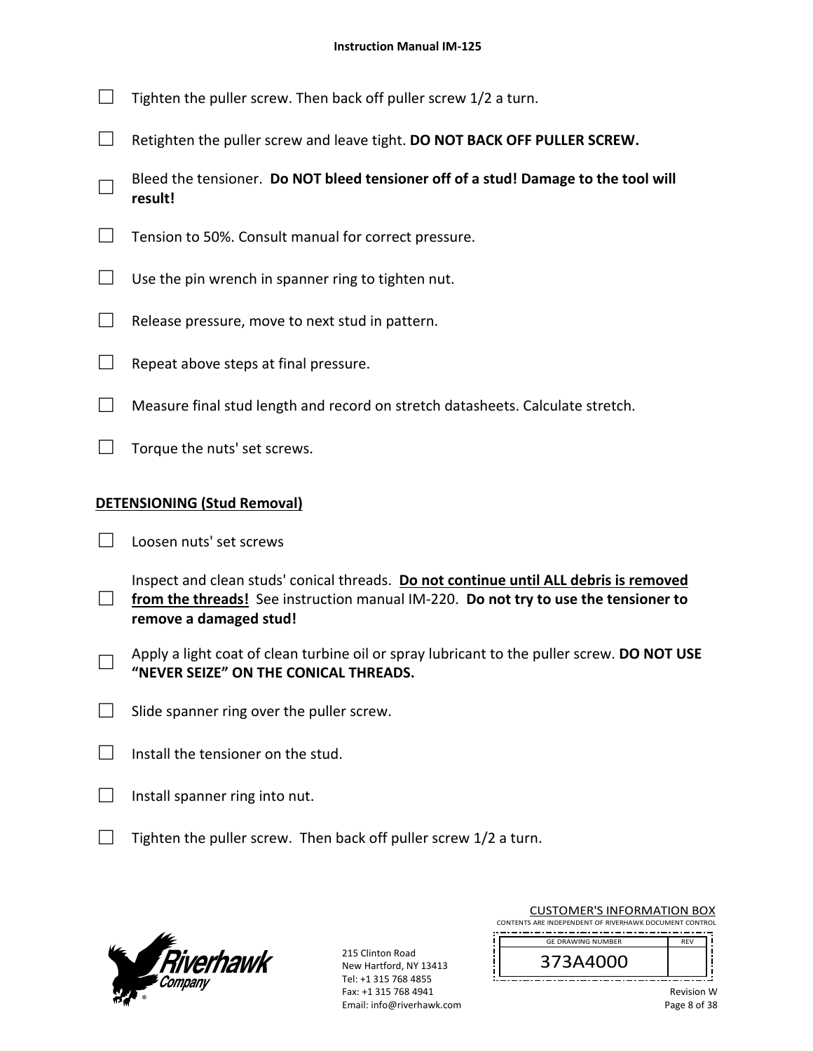- ☐ Tighten the puller screw. Then back off puller screw 1/2 a turn.
- ☐ Retighten the puller screw and leave tight. **DO NOT BACK OFF PULLER SCREW.**
- ☐ Bleed the tensioner. **Do NOT bleed tensioner off of a stud! Damage to the tool will result!**
- ☐ Tension to 50%. Consult manual for correct pressure.
- ☐ Use the pin wrench in spanner ring to tighten nut.
- ☐ Release pressure, move to next stud in pattern.
- ☐ Repeat above steps at final pressure.
- ☐ Measure final stud length and record on stretch datasheets. Calculate stretch.
- ☐ Torque the nuts' set screws.

**DETENSIONING (Stud Removal)**

- ☐ Loosen nuts' set screws
- ☐ Inspect and clean studs' conical threads. **Do not continue until ALL debris is removed from the threads!** See instruction manual IM-220. **Do not try to use the tensioner to remove a damaged stud!**
- ☐ Apply a light coat of clean turbine oil or spray lubricant to the puller screw. **DO NOT USE "NEVER SEIZE" ON THE CONICAL THREADS.**
- ☐ Slide spanner ring over the puller screw.
- ☐ Install the tensioner on the stud.
- ☐ Install spanner ring into nut.
- ☐ Tighten the puller screw. Then back off puller screw 1/2 a turn.

215 Clinton Road
New Hartford, NY 13413
Tel: +1 315 768 4855
Fax: +1 315 768 4941
Email: info@riverhawk.com

CUSTOMER'S INFORMATION BOX
CONTENTS ARE INDEPENDENT OF RIVERHAWK DOCUMENT CONTROL

| GE DRAWING NUMBER | REV |
|---|---|
| 373A4000 | |

Revision W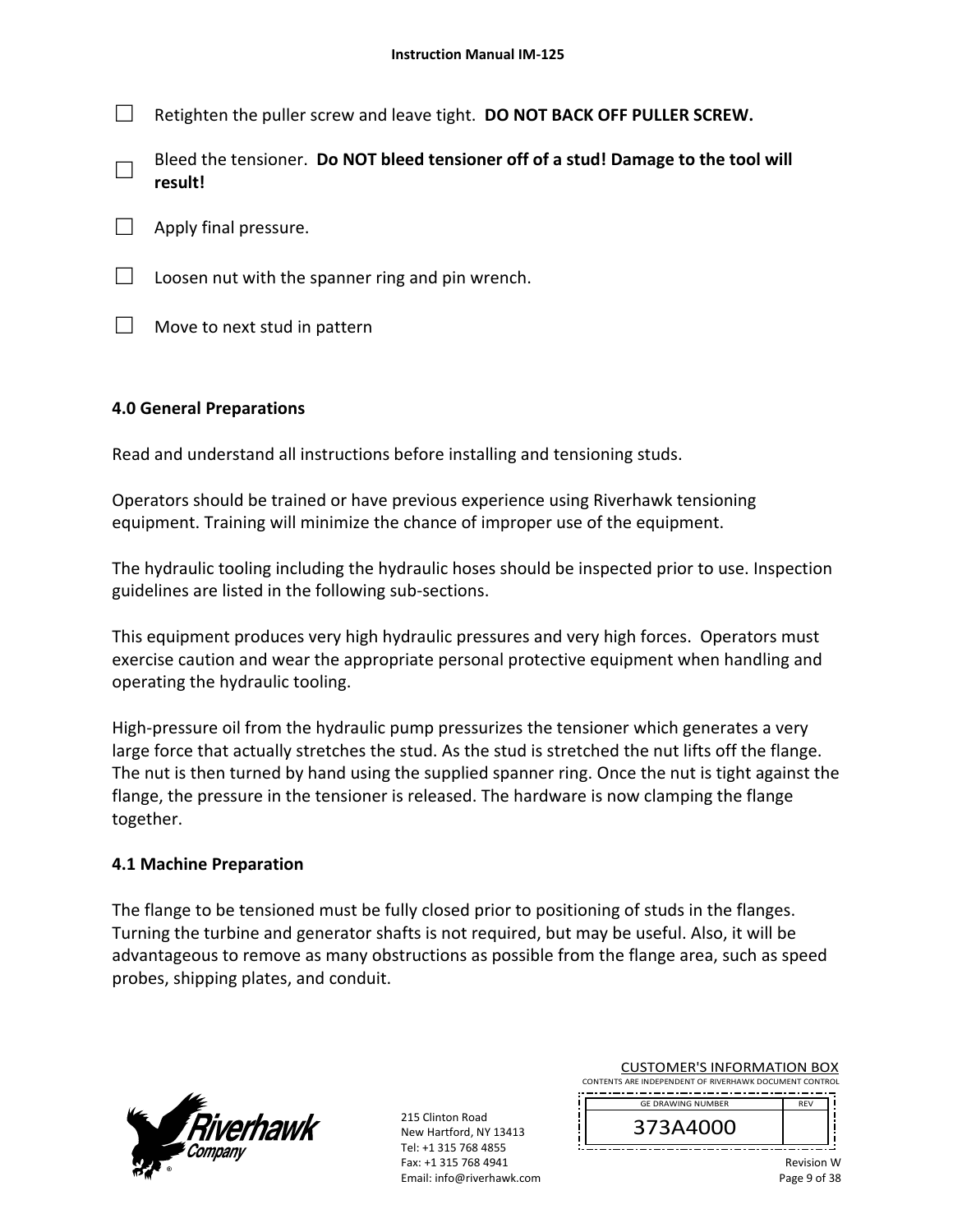- ☐ Retighten the puller screw and leave tight. **DO NOT BACK OFF PULLER SCREW.**
- ☐ Bleed the tensioner. **Do NOT bleed tensioner off of a stud! Damage to the tool will result!**
- ☐ Apply final pressure.
- ☐ Loosen nut with the spanner ring and pin wrench.
- ☐ Move to next stud in pattern

## 4.0 General Preparations

Read and understand all instructions before installing and tensioning studs.

Operators should be trained or have previous experience using Riverhawk tensioning equipment. Training will minimize the chance of improper use of the equipment.

The hydraulic tooling including the hydraulic hoses should be inspected prior to use. Inspection guidelines are listed in the following sub-sections.

This equipment produces very high hydraulic pressures and very high forces. Operators must exercise caution and wear the appropriate personal protective equipment when handling and operating the hydraulic tooling.

High-pressure oil from the hydraulic pump pressurizes the tensioner which generates a very large force that actually stretches the stud. As the stud is stretched the nut lifts off the flange. The nut is then turned by hand using the supplied spanner ring. Once the nut is tight against the flange, the pressure in the tensioner is released. The hardware is now clamping the flange together.

### 4.1 Machine Preparation

The flange to be tensioned must be fully closed prior to positioning of studs in the flanges. Turning the turbine and generator shafts is not required, but may be useful. Also, it will be advantageous to remove as many obstructions as possible from the flange area, such as speed probes, shipping plates, and conduit.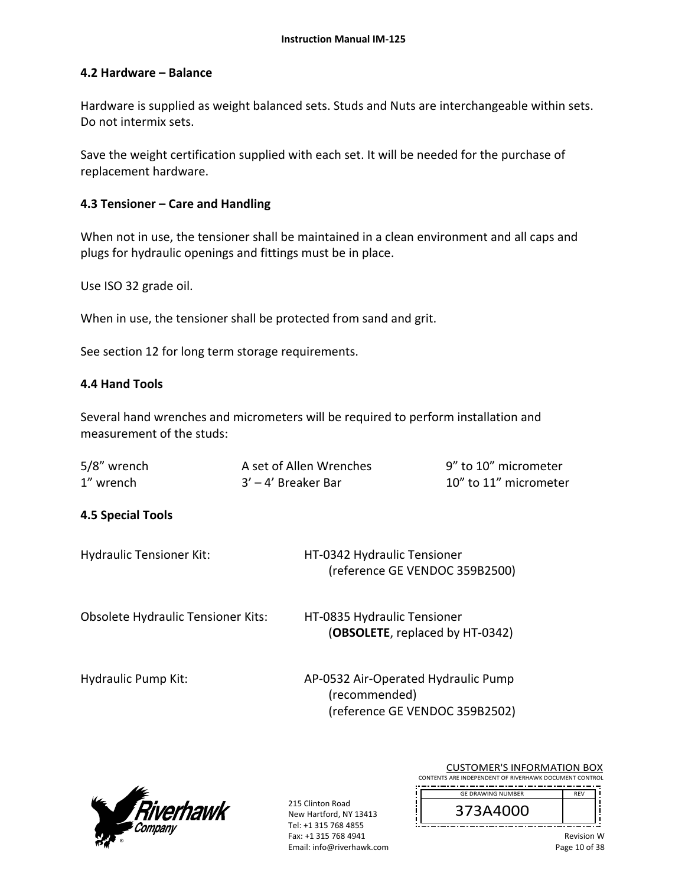## 4.2 Hardware – Balance

Hardware is supplied as weight balanced sets. Studs and Nuts are interchangeable within sets. Do not intermix sets.

Save the weight certification supplied with each set. It will be needed for the purchase of replacement hardware.

## 4.3 Tensioner – Care and Handling

When not in use, the tensioner shall be maintained in a clean environment and all caps and plugs for hydraulic openings and fittings must be in place.

Use ISO 32 grade oil.

When in use, the tensioner shall be protected from sand and grit.

See section 12 for long term storage requirements.

## 4.4 Hand Tools

Several hand wrenches and micrometers will be required to perform installation and measurement of the studs:

| | | |
|---|---|---|
| 5/8” wrench | A set of Allen Wrenches | 9” to 10” micrometer |
| 1” wrench | 3’ – 4’ Breaker Bar | 10” to 11” micrometer |

## 4.5 Special Tools

Hydraulic Tensioner Kit: HT-0342 Hydraulic Tensioner
(reference GE VENDOC 359B2500)

Obsolete Hydraulic Tensioner Kits: HT-0835 Hydraulic Tensioner
(**OBSOLETE**, replaced by HT-0342)

Hydraulic Pump Kit: AP-0532 Air-Operated Hydraulic Pump
(recommended)
(reference GE VENDOC 359B2502)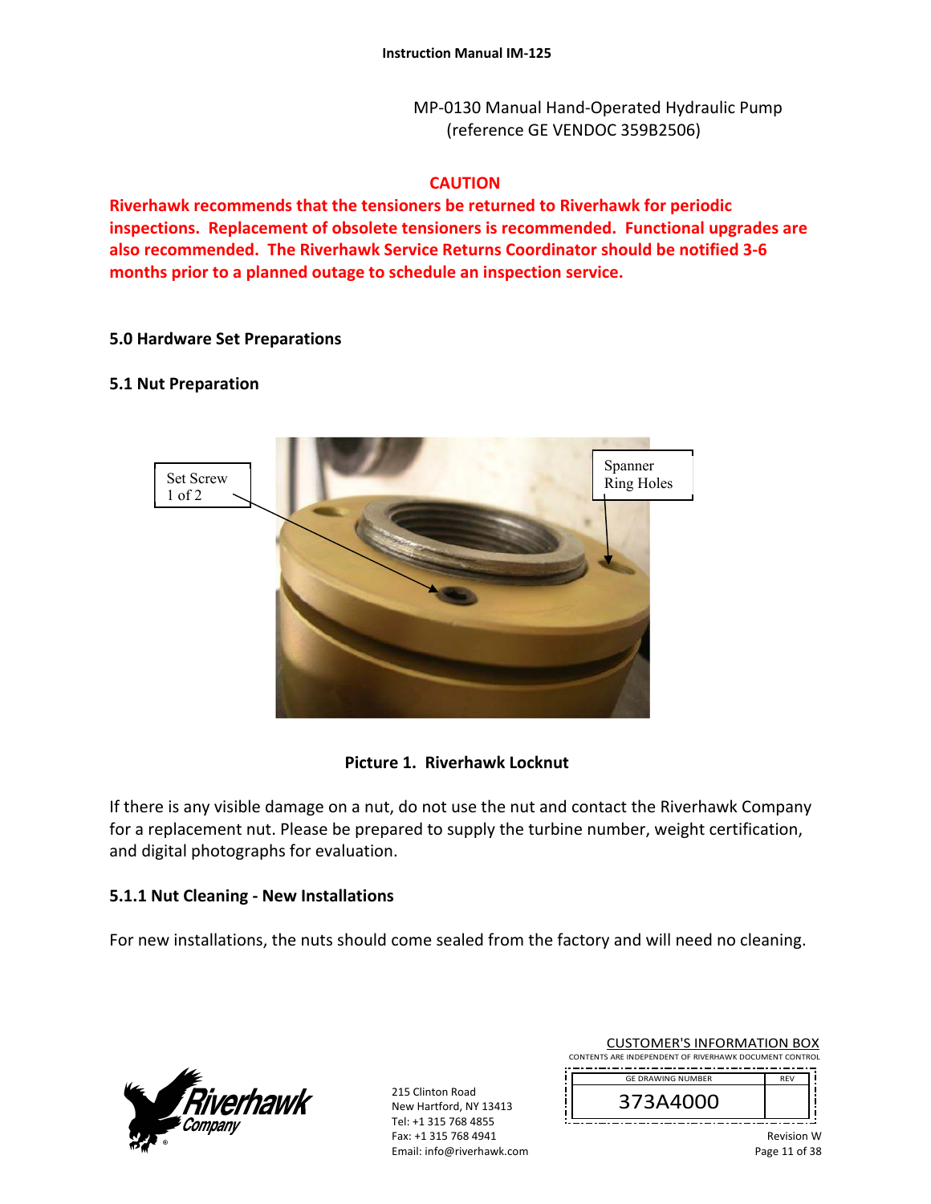MP-0130 Manual Hand-Operated Hydraulic Pump (reference GE VENDOC 359B2506)

**CAUTION**

**Riverhawk recommends that the tensioners be returned to Riverhawk for periodic inspections. Replacement of obsolete tensioners is recommended. Functional upgrades are also recommended. The Riverhawk Service Returns Coordinator should be notified 3-6 months prior to a planned outage to schedule an inspection service.**

## 5.0 Hardware Set Preparations

### 5.1 Nut Preparation

Set Screw 1 of 2

Spanner Ring Holes

**Picture 1. Riverhawk Locknut**

If there is any visible damage on a nut, do not use the nut and contact the Riverhawk Company for a replacement nut. Please be prepared to supply the turbine number, weight certification, and digital photographs for evaluation.

#### 5.1.1 Nut Cleaning - New Installations

For new installations, the nuts should come sealed from the factory and will need no cleaning.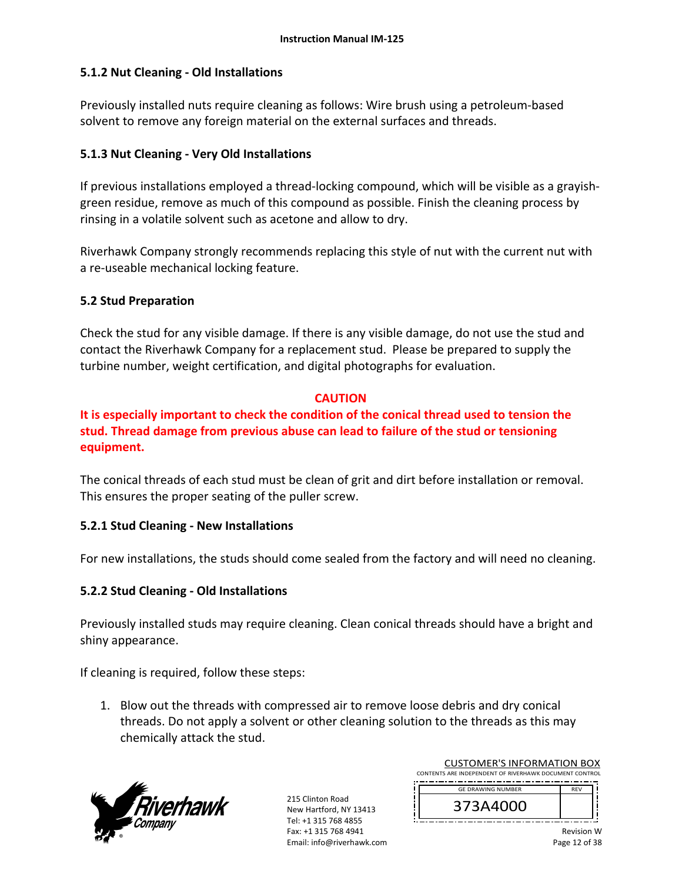### 5.1.2 Nut Cleaning - Old Installations

Previously installed nuts require cleaning as follows: Wire brush using a petroleum-based solvent to remove any foreign material on the external surfaces and threads.

### 5.1.3 Nut Cleaning - Very Old Installations

If previous installations employed a thread-locking compound, which will be visible as a grayish-green residue, remove as much of this compound as possible. Finish the cleaning process by rinsing in a volatile solvent such as acetone and allow to dry.

Riverhawk Company strongly recommends replacing this style of nut with the current nut with a re-useable mechanical locking feature.

## 5.2 Stud Preparation

Check the stud for any visible damage. If there is any visible damage, do not use the stud and contact the Riverhawk Company for a replacement stud. Please be prepared to supply the turbine number, weight certification, and digital photographs for evaluation.

**CAUTION**

**It is especially important to check the condition of the conical thread used to tension the stud. Thread damage from previous abuse can lead to failure of the stud or tensioning equipment.**

The conical threads of each stud must be clean of grit and dirt before installation or removal. This ensures the proper seating of the puller screw.

### 5.2.1 Stud Cleaning - New Installations

For new installations, the studs should come sealed from the factory and will need no cleaning.

### 5.2.2 Stud Cleaning - Old Installations

Previously installed studs may require cleaning. Clean conical threads should have a bright and shiny appearance.

If cleaning is required, follow these steps:

1. Blow out the threads with compressed air to remove loose debris and dry conical threads. Do not apply a solvent or other cleaning solution to the threads as this may chemically attack the stud.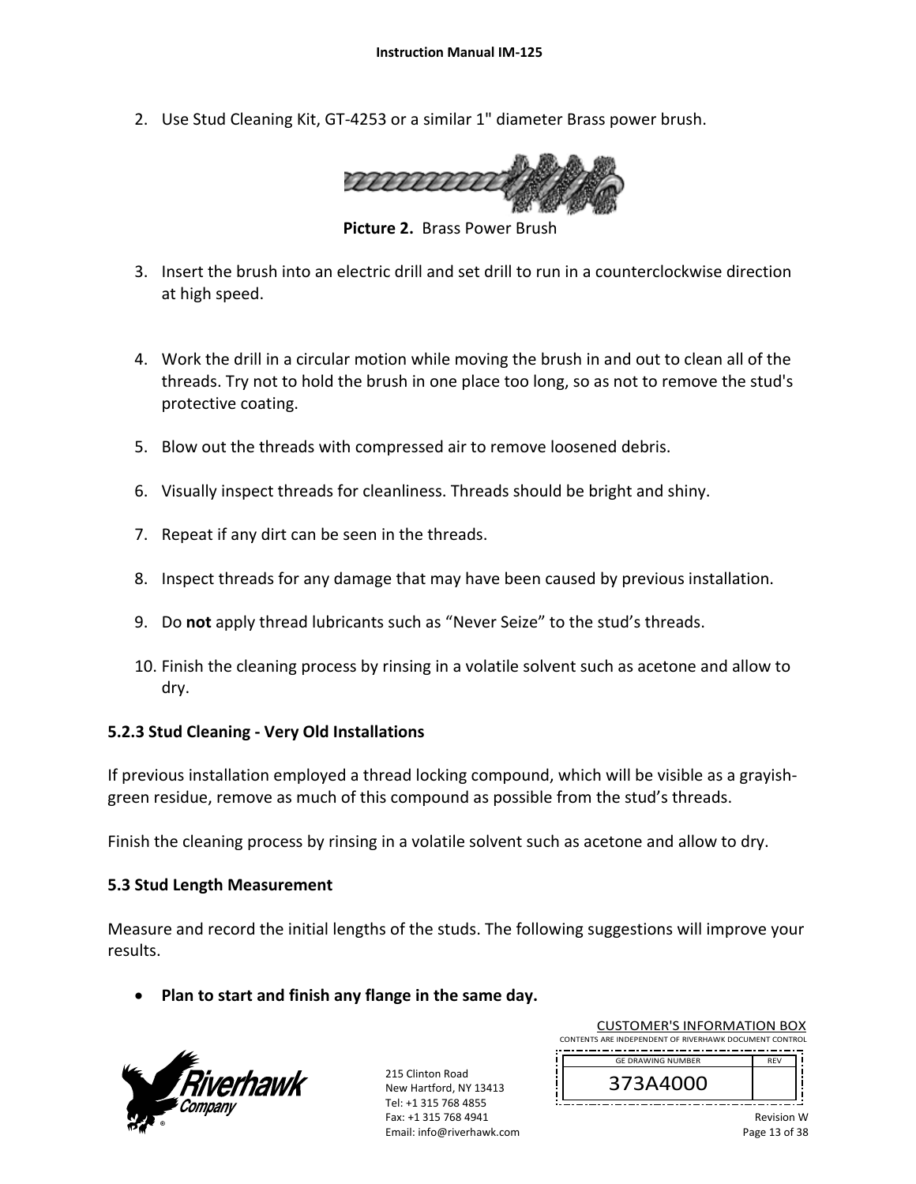2. Use Stud Cleaning Kit, GT-4253 or a similar 1" diameter Brass power brush.

**Picture 2.** Brass Power Brush

3. Insert the brush into an electric drill and set drill to run in a counterclockwise direction at high speed.

4. Work the drill in a circular motion while moving the brush in and out to clean all of the threads. Try not to hold the brush in one place too long, so as not to remove the stud's protective coating.

5. Blow out the threads with compressed air to remove loosened debris.

6. Visually inspect threads for cleanliness. Threads should be bright and shiny.

7. Repeat if any dirt can be seen in the threads.

8. Inspect threads for any damage that may have been caused by previous installation.

9. Do **not** apply thread lubricants such as "Never Seize" to the stud's threads.

10. Finish the cleaning process by rinsing in a volatile solvent such as acetone and allow to dry.

### 5.2.3 Stud Cleaning - Very Old Installations

If previous installation employed a thread locking compound, which will be visible as a grayish-green residue, remove as much of this compound as possible from the stud's threads.

Finish the cleaning process by rinsing in a volatile solvent such as acetone and allow to dry.

### 5.3 Stud Length Measurement

Measure and record the initial lengths of the studs. The following suggestions will improve your results.

- **Plan to start and finish any flange in the same day.**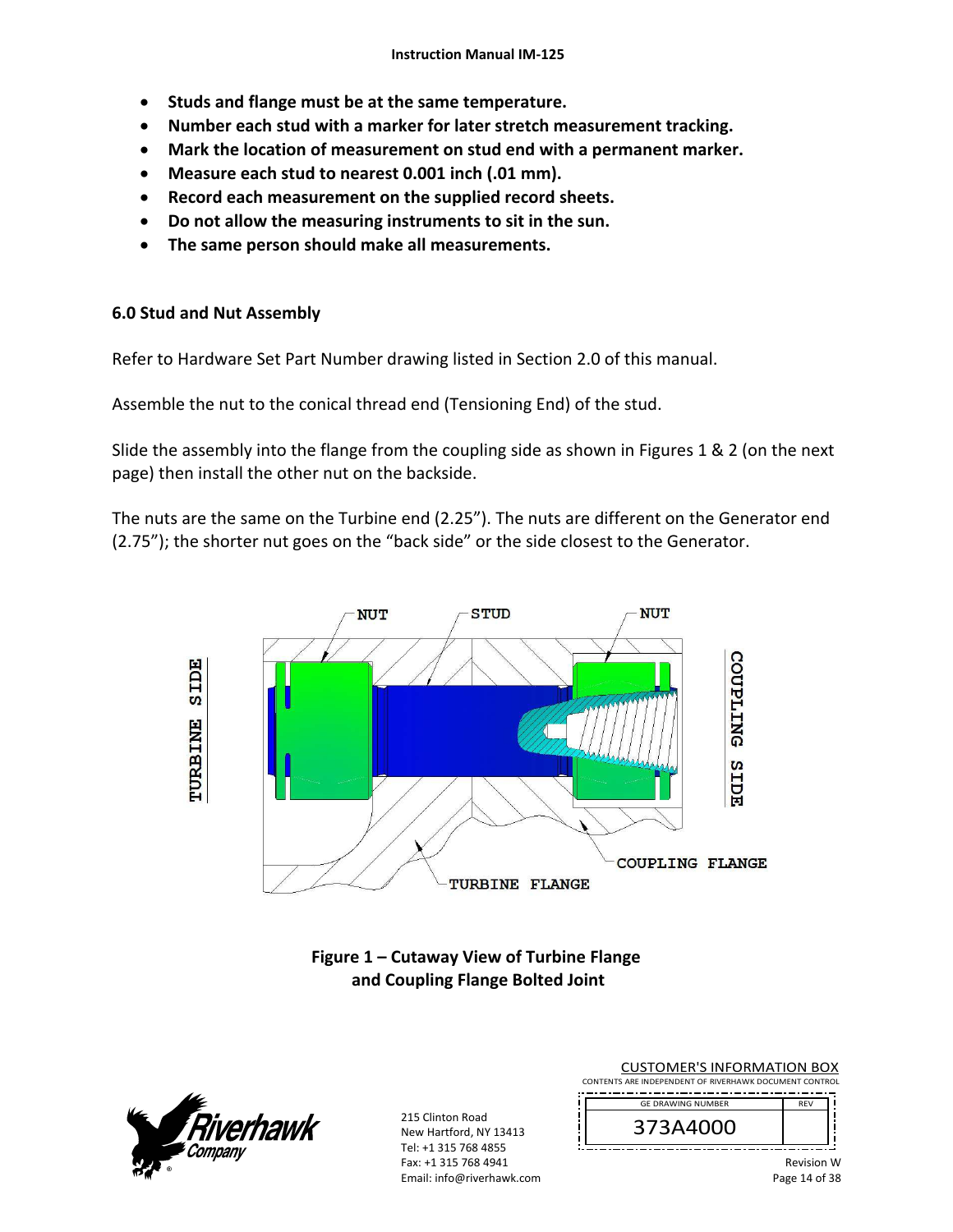- **Studs and flange must be at the same temperature.**
- **Number each stud with a marker for later stretch measurement tracking.**
- **Mark the location of measurement on stud end with a permanent marker.**
- **Measure each stud to nearest 0.001 inch (.01 mm).**
- **Record each measurement on the supplied record sheets.**
- **Do not allow the measuring instruments to sit in the sun.**
- **The same person should make all measurements.**

### 6.0 Stud and Nut Assembly

Refer to Hardware Set Part Number drawing listed in Section 2.0 of this manual.

Assemble the nut to the conical thread end (Tensioning End) of the stud.

Slide the assembly into the flange from the coupling side as shown in Figures 1 & 2 (on the next page) then install the other nut on the backside.

The nuts are the same on the Turbine end (2.25”). The nuts are different on the Generator end (2.75”); the shorter nut goes on the “back side” or the side closest to the Generator.

**Figure 1 – Cutaway View of Turbine Flange and Coupling Flange Bolted Joint**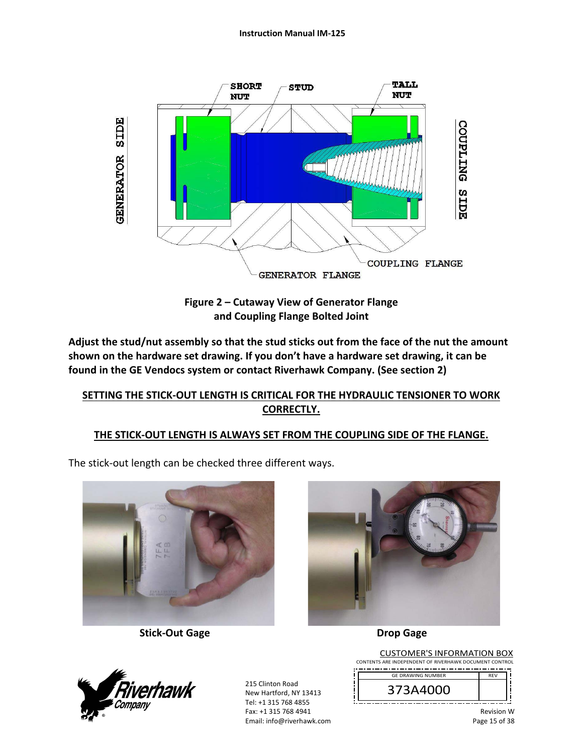Figure 2 – Cutaway View of Generator Flange and Coupling Flange Bolted Joint

**Adjust the stud/nut assembly so that the stud sticks out from the face of the nut the amount shown on the hardware set drawing. If you don't have a hardware set drawing, it can be found in the GE Vendocs system or contact Riverhawk Company. (See section 2)**

**SETTING THE STICK-OUT LENGTH IS CRITICAL FOR THE HYDRAULIC TENSIONER TO WORK CORRECTLY.**

**THE STICK-OUT LENGTH IS ALWAYS SET FROM THE COUPLING SIDE OF THE FLANGE.**

The stick-out length can be checked three different ways.

**Stick-Out Gage**

**Drop Gage**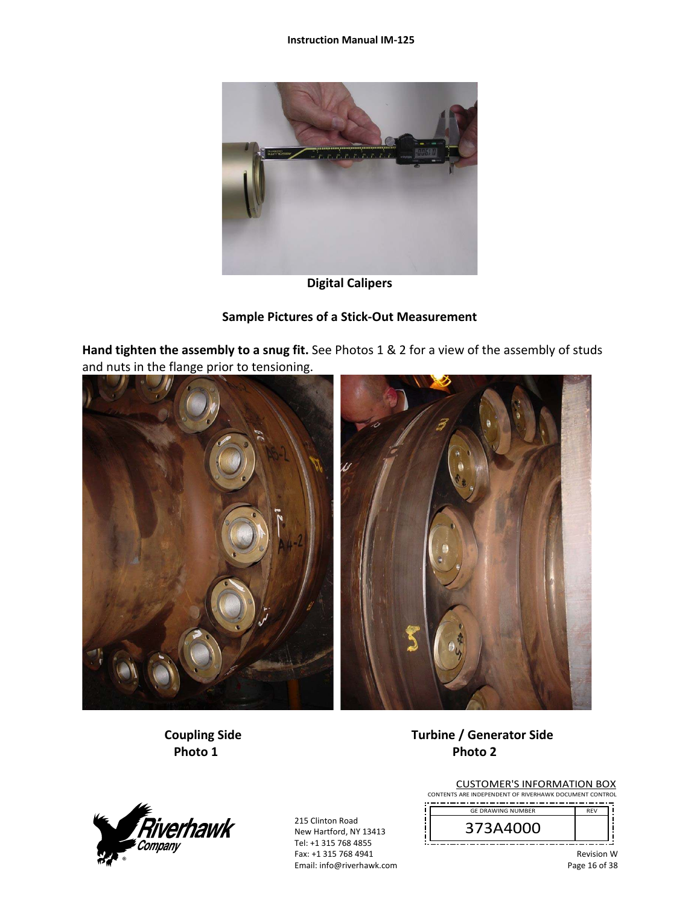**Digital Calipers**

**Sample Pictures of a Stick-Out Measurement**

**Hand tighten the assembly to a snug fit.** See Photos 1 & 2 for a view of the assembly of studs and nuts in the flange prior to tensioning.

**Coupling Side**
**Photo 1**

**Turbine / Generator Side**
**Photo 2**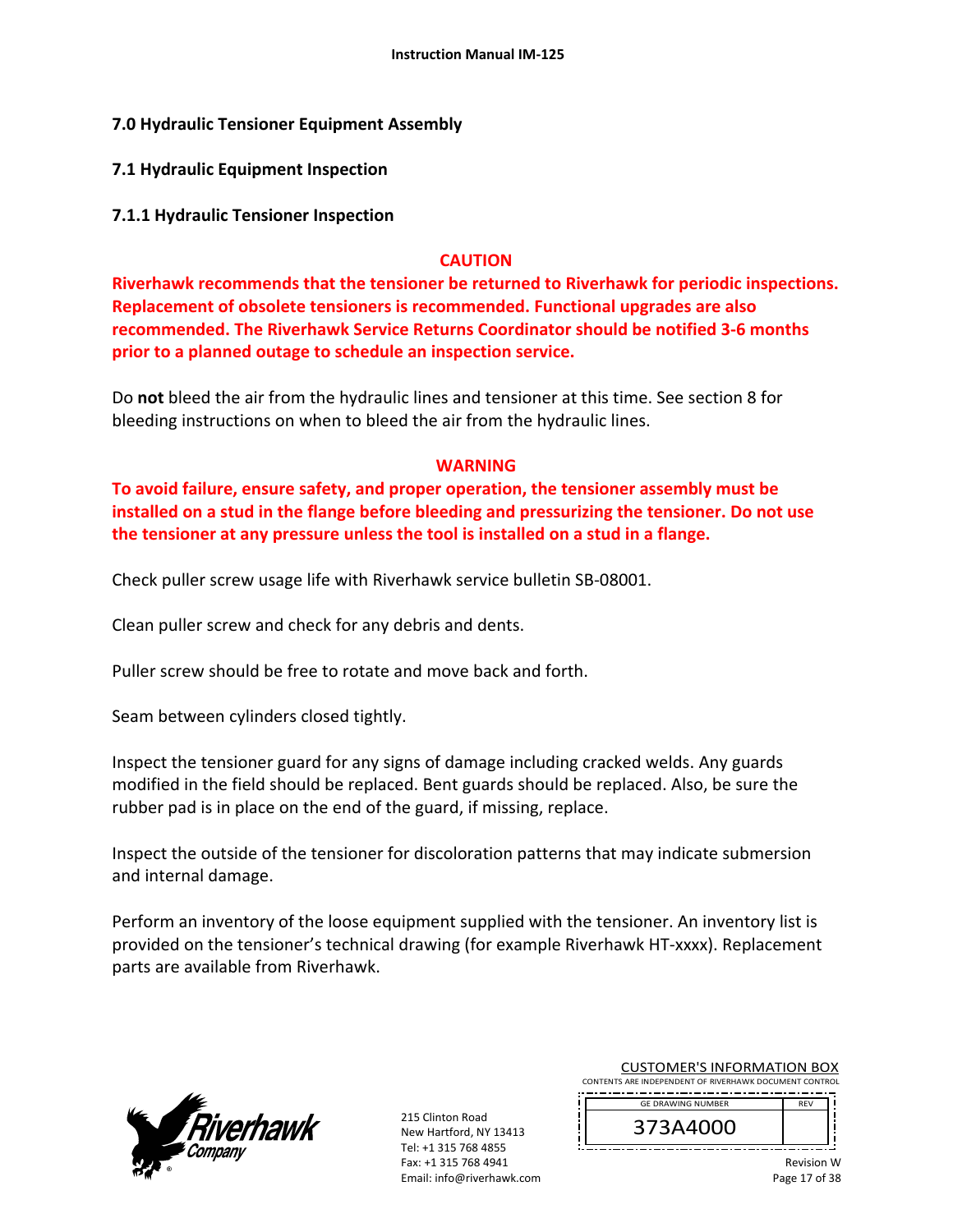## 7.0 Hydraulic Tensioner Equipment Assembly

### 7.1 Hydraulic Equipment Inspection

#### 7.1.1 Hydraulic Tensioner Inspection

**CAUTION**

**Riverhawk recommends that the tensioner be returned to Riverhawk for periodic inspections. Replacement of obsolete tensioners is recommended. Functional upgrades are also recommended. The Riverhawk Service Returns Coordinator should be notified 3-6 months prior to a planned outage to schedule an inspection service.**

Do **not** bleed the air from the hydraulic lines and tensioner at this time. See section 8 for bleeding instructions on when to bleed the air from the hydraulic lines.

**WARNING**

**To avoid failure, ensure safety, and proper operation, the tensioner assembly must be installed on a stud in the flange before bleeding and pressurizing the tensioner. Do not use the tensioner at any pressure unless the tool is installed on a stud in a flange.**

Check puller screw usage life with Riverhawk service bulletin SB-08001.

Clean puller screw and check for any debris and dents.

Puller screw should be free to rotate and move back and forth.

Seam between cylinders closed tightly.

Inspect the tensioner guard for any signs of damage including cracked welds. Any guards modified in the field should be replaced. Bent guards should be replaced. Also, be sure the rubber pad is in place on the end of the guard, if missing, replace.

Inspect the outside of the tensioner for discoloration patterns that may indicate submersion and internal damage.

Perform an inventory of the loose equipment supplied with the tensioner. An inventory list is provided on the tensioner's technical drawing (for example Riverhawk HT-xxxx). Replacement parts are available from Riverhawk.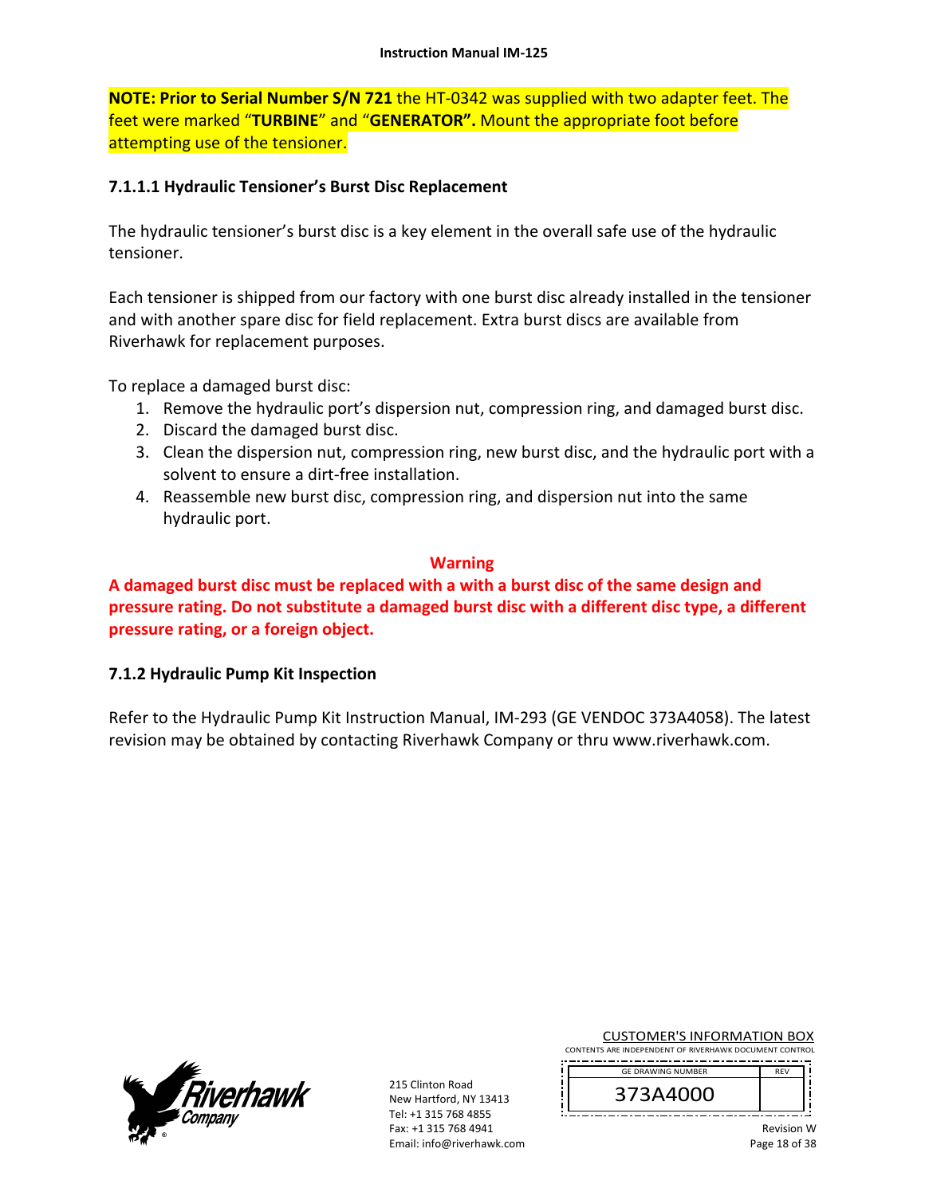**NOTE: Prior to Serial Number S/N 721** the HT-0342 was supplied with two adapter feet. The feet were marked "**TURBINE**" and "**GENERATOR".** Mount the appropriate foot before attempting use of the tensioner.

#### 7.1.1.1 Hydraulic Tensioner's Burst Disc Replacement

The hydraulic tensioner's burst disc is a key element in the overall safe use of the hydraulic tensioner.

Each tensioner is shipped from our factory with one burst disc already installed in the tensioner and with another spare disc for field replacement. Extra burst discs are available from Riverhawk for replacement purposes.

To replace a damaged burst disc:

1. Remove the hydraulic port's dispersion nut, compression ring, and damaged burst disc.
2. Discard the damaged burst disc.
3. Clean the dispersion nut, compression ring, new burst disc, and the hydraulic port with a solvent to ensure a dirt-free installation.
4. Reassemble new burst disc, compression ring, and dispersion nut into the same hydraulic port.

**Warning**

**A damaged burst disc must be replaced with a with a burst disc of the same design and pressure rating. Do not substitute a damaged burst disc with a different disc type, a different pressure rating, or a foreign object.**

### 7.1.2 Hydraulic Pump Kit Inspection

Refer to the Hydraulic Pump Kit Instruction Manual, IM-293 (GE VENDOC 373A4058). The latest revision may be obtained by contacting Riverhawk Company or thru www.riverhawk.com.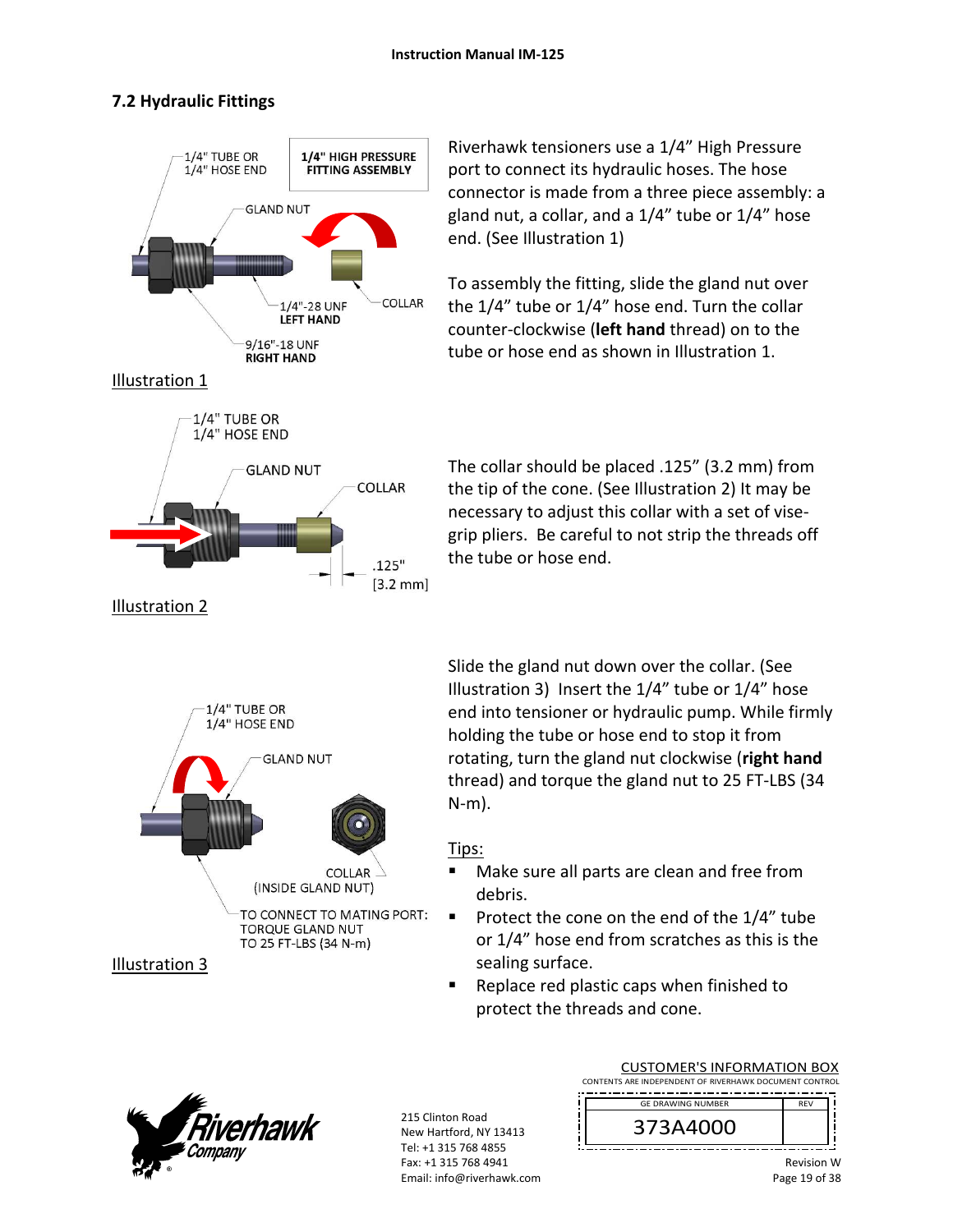## 7.2 Hydraulic Fittings

1/4" TUBE OR 1/4" HOSE END

**1/4" HIGH PRESSURE FITTING ASSEMBLY**

GLAND NUT

1/4"-28 UNF **LEFT HAND**

COLLAR

9/16"-18 UNF **RIGHT HAND**

Illustration 1

Riverhawk tensioners use a 1/4" High Pressure port to connect its hydraulic hoses. The hose connector is made from a three piece assembly: a gland nut, a collar, and a 1/4" tube or 1/4" hose end. (See Illustration 1)

To assembly the fitting, slide the gland nut over the 1/4" tube or 1/4" hose end. Turn the collar counter-clockwise (**left hand** thread) on to the tube or hose end as shown in Illustration 1.

1/4" TUBE OR 1/4" HOSE END

GLAND NUT

COLLAR

.125" [3.2 mm]

Illustration 2

The collar should be placed .125" (3.2 mm) from the tip of the cone. (See Illustration 2) It may be necessary to adjust this collar with a set of vise-grip pliers. Be careful to not strip the threads off the tube or hose end.

1/4" TUBE OR 1/4" HOSE END

GLAND NUT

COLLAR (INSIDE GLAND NUT)

TO CONNECT TO MATING PORT: TORQUE GLAND NUT TO 25 FT-LBS (34 N-m)

Illustration 3

Slide the gland nut down over the collar. (See Illustration 3) Insert the 1/4" tube or 1/4" hose end into tensioner or hydraulic pump. While firmly holding the tube or hose end to stop it from rotating, turn the gland nut clockwise (**right hand** thread) and torque the gland nut to 25 FT-LBS (34 N-m).

Tips:

- Make sure all parts are clean and free from debris.
- Protect the cone on the end of the 1/4" tube or 1/4" hose end from scratches as this is the sealing surface.
- Replace red plastic caps when finished to protect the threads and cone.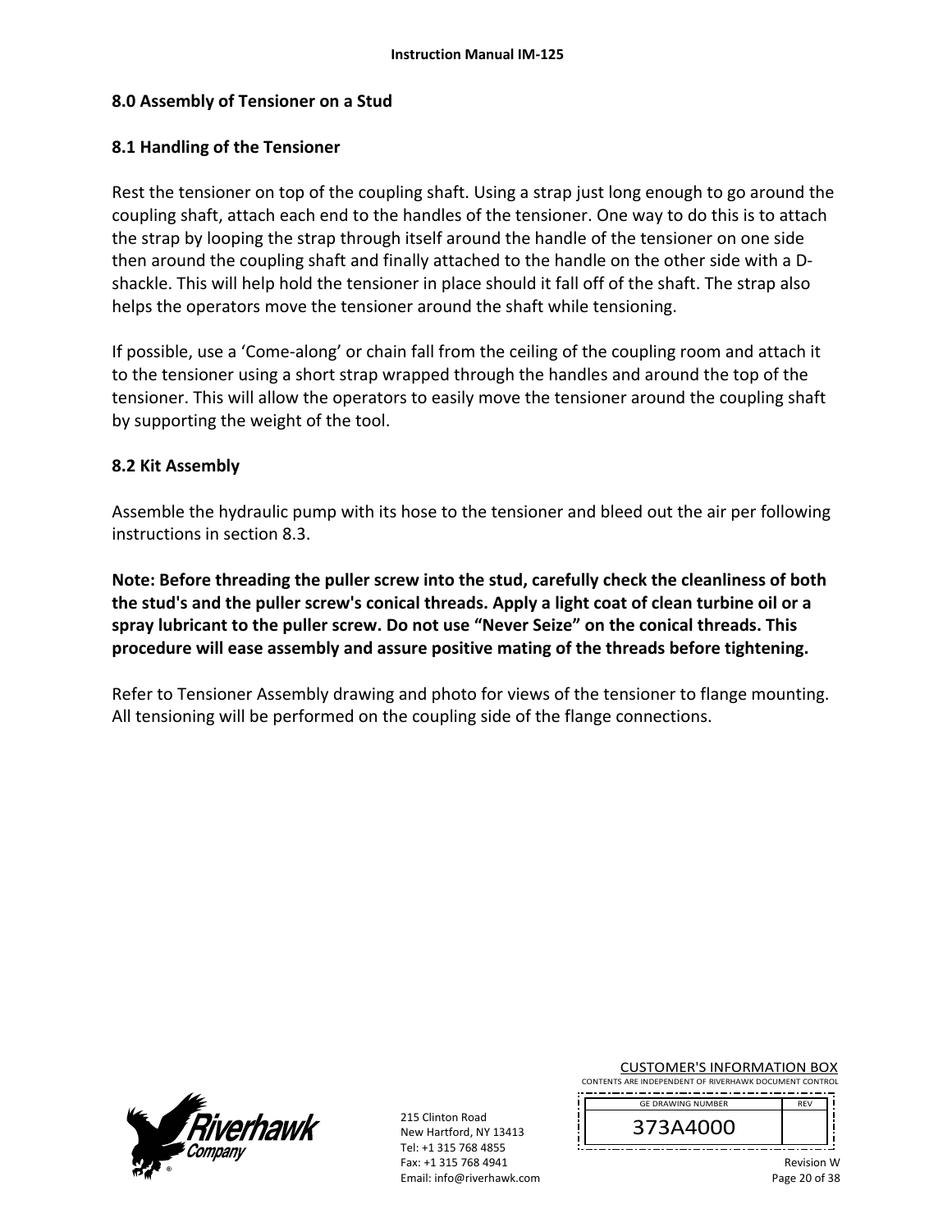## 8.0 Assembly of Tensioner on a Stud

### 8.1 Handling of the Tensioner

Rest the tensioner on top of the coupling shaft. Using a strap just long enough to go around the coupling shaft, attach each end to the handles of the tensioner. One way to do this is to attach the strap by looping the strap through itself around the handle of the tensioner on one side then around the coupling shaft and finally attached to the handle on the other side with a D-shackle. This will help hold the tensioner in place should it fall off of the shaft. The strap also helps the operators move the tensioner around the shaft while tensioning.

If possible, use a 'Come-along' or chain fall from the ceiling of the coupling room and attach it to the tensioner using a short strap wrapped through the handles and around the top of the tensioner. This will allow the operators to easily move the tensioner around the coupling shaft by supporting the weight of the tool.

### 8.2 Kit Assembly

Assemble the hydraulic pump with its hose to the tensioner and bleed out the air per following instructions in section 8.3.

**Note: Before threading the puller screw into the stud, carefully check the cleanliness of both the stud's and the puller screw's conical threads. Apply a light coat of clean turbine oil or a spray lubricant to the puller screw. Do not use "Never Seize" on the conical threads. This procedure will ease assembly and assure positive mating of the threads before tightening.**

Refer to Tensioner Assembly drawing and photo for views of the tensioner to flange mounting. All tensioning will be performed on the coupling side of the flange connections.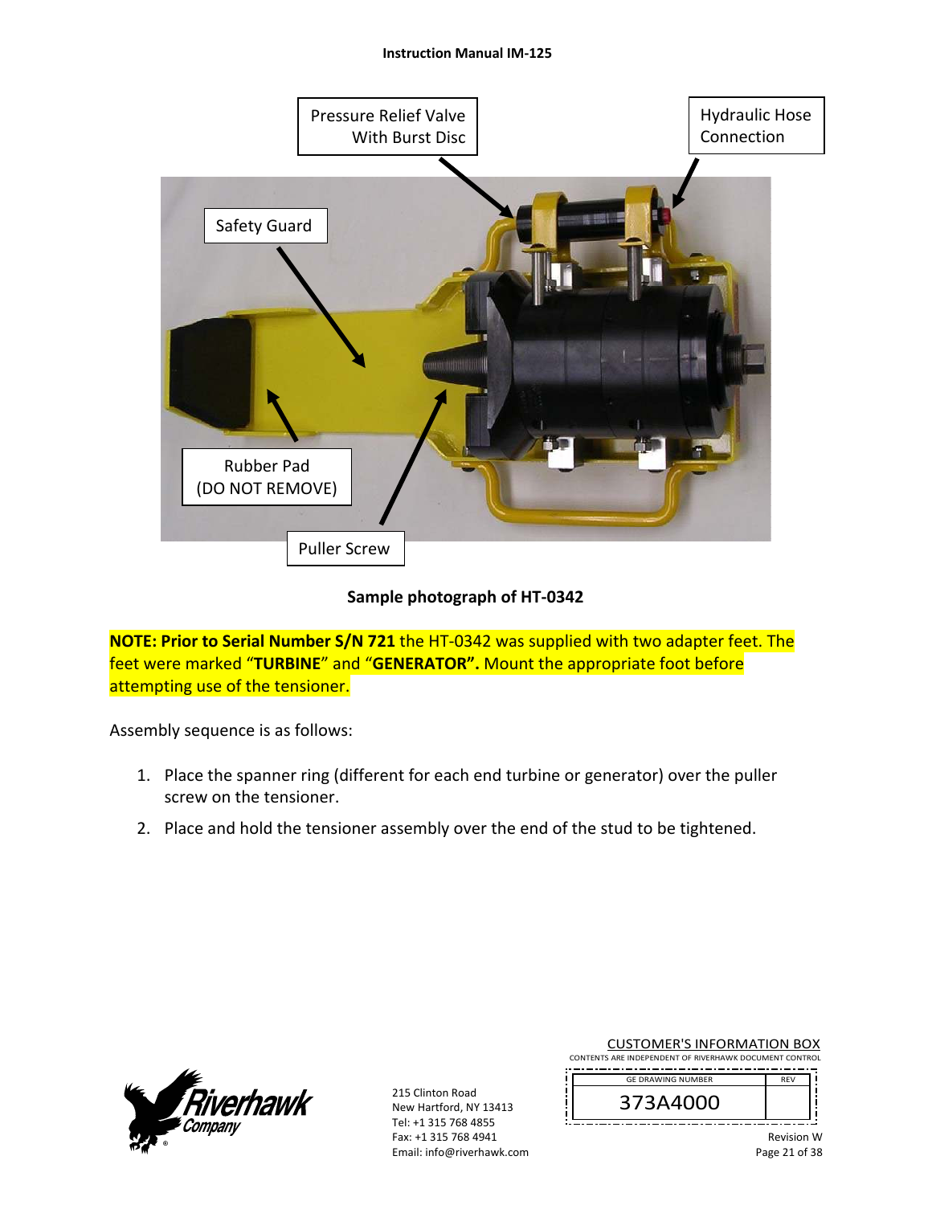Pressure Relief Valve With Burst Disc

Hydraulic Hose Connection

Safety Guard

Rubber Pad (DO NOT REMOVE)

Puller Screw

**Sample photograph of HT-0342**

**NOTE: Prior to Serial Number S/N 721** the HT-0342 was supplied with two adapter feet. The feet were marked "**TURBINE**" and "**GENERATOR".** Mount the appropriate foot before attempting use of the tensioner.

Assembly sequence is as follows:

1. Place the spanner ring (different for each end turbine or generator) over the puller screw on the tensioner.
2. Place and hold the tensioner assembly over the end of the stud to be tightened.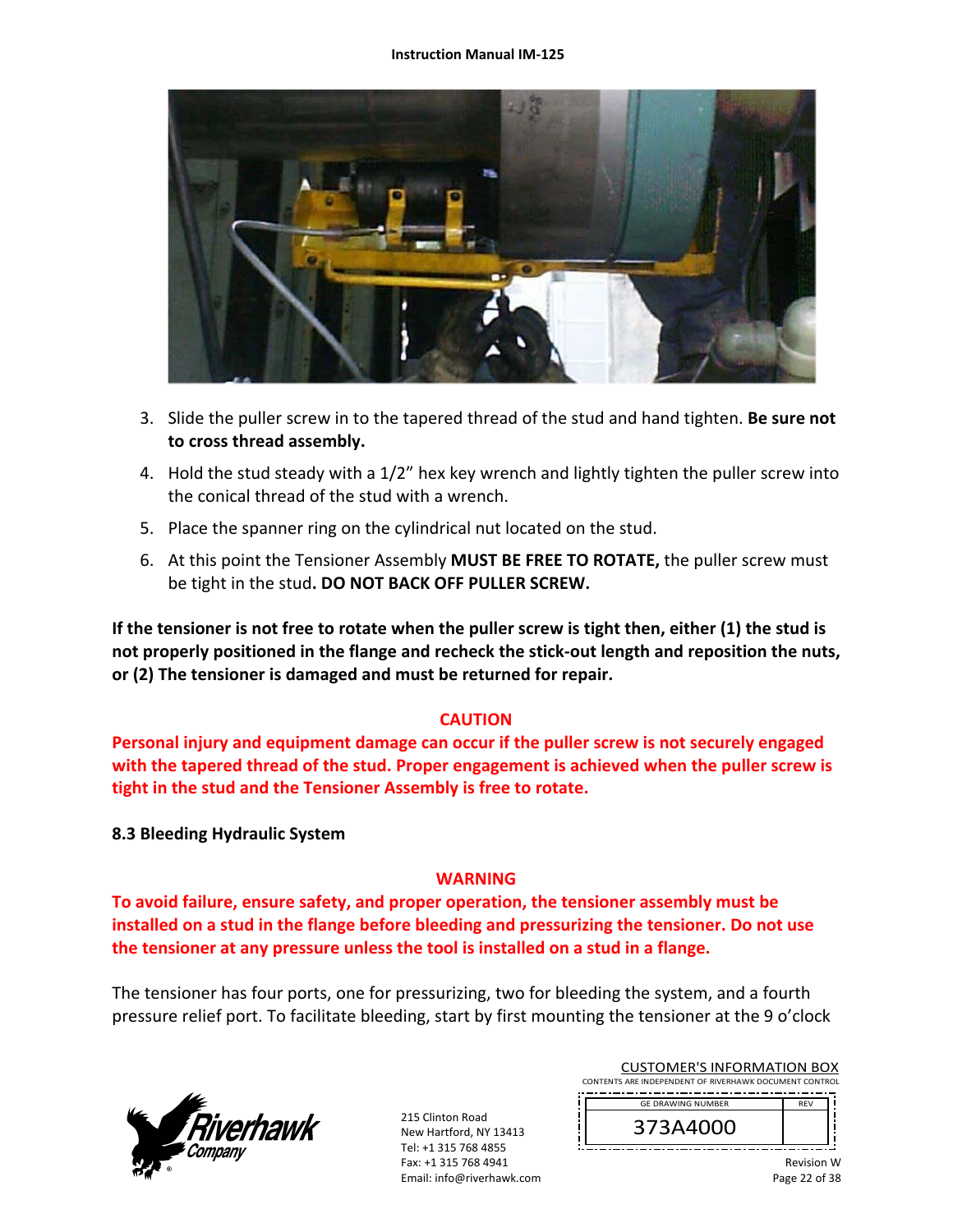3. Slide the puller screw in to the tapered thread of the stud and hand tighten. **Be sure not to cross thread assembly.**
4. Hold the stud steady with a 1/2" hex key wrench and lightly tighten the puller screw into the conical thread of the stud with a wrench.
5. Place the spanner ring on the cylindrical nut located on the stud.
6. At this point the Tensioner Assembly **MUST BE FREE TO ROTATE,** the puller screw must be tight in the stud**. DO NOT BACK OFF PULLER SCREW.**

**If the tensioner is not free to rotate when the puller screw is tight then, either (1) the stud is not properly positioned in the flange and recheck the stick-out length and reposition the nuts, or (2) The tensioner is damaged and must be returned for repair.**

**CAUTION**

**Personal injury and equipment damage can occur if the puller screw is not securely engaged with the tapered thread of the stud. Proper engagement is achieved when the puller screw is tight in the stud and the Tensioner Assembly is free to rotate.**

### 8.3 Bleeding Hydraulic System

**WARNING**

**To avoid failure, ensure safety, and proper operation, the tensioner assembly must be installed on a stud in the flange before bleeding and pressurizing the tensioner. Do not use the tensioner at any pressure unless the tool is installed on a stud in a flange.**

The tensioner has four ports, one for pressurizing, two for bleeding the system, and a fourth pressure relief port. To facilitate bleeding, start by first mounting the tensioner at the 9 o'clock

215 Clinton Road
New Hartford, NY 13413
Tel: +1 315 768 4855
Fax: +1 315 768 4941
Email: info@riverhawk.com

CUSTOMER'S INFORMATION BOX
CONTENTS ARE INDEPENDENT OF RIVERHAWK DOCUMENT CONTROL

| GE DRAWING NUMBER | REV |
|---|---|
| 373A4000 | |

Revision W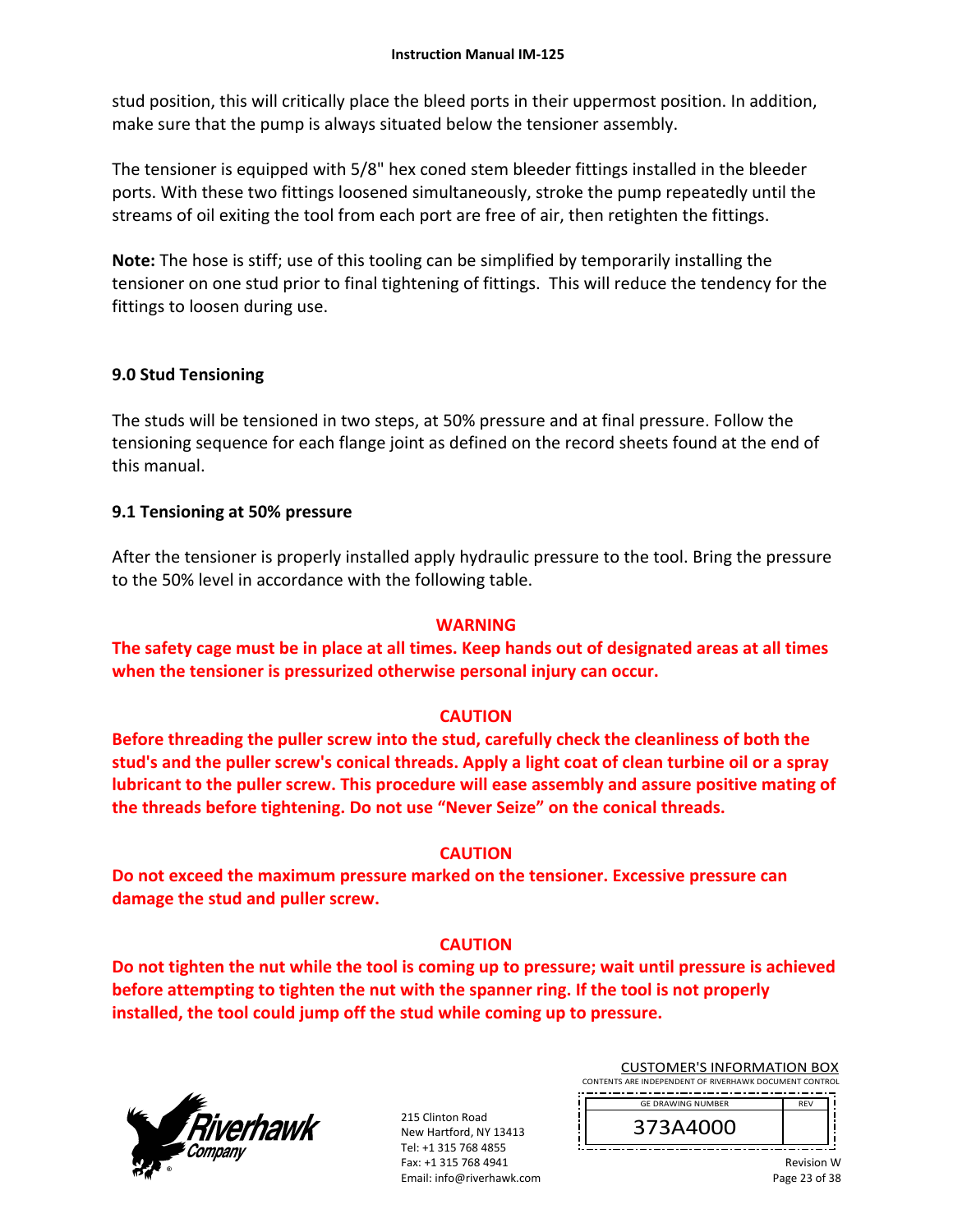stud position, this will critically place the bleed ports in their uppermost position. In addition, make sure that the pump is always situated below the tensioner assembly.

The tensioner is equipped with 5/8" hex coned stem bleeder fittings installed in the bleeder ports. With these two fittings loosened simultaneously, stroke the pump repeatedly until the streams of oil exiting the tool from each port are free of air, then retighten the fittings.

**Note:** The hose is stiff; use of this tooling can be simplified by temporarily installing the tensioner on one stud prior to final tightening of fittings. This will reduce the tendency for the fittings to loosen during use.

## 9.0 Stud Tensioning

The studs will be tensioned in two steps, at 50% pressure and at final pressure. Follow the tensioning sequence for each flange joint as defined on the record sheets found at the end of this manual.

### 9.1 Tensioning at 50% pressure

After the tensioner is properly installed apply hydraulic pressure to the tool. Bring the pressure to the 50% level in accordance with the following table.

**WARNING**

**The safety cage must be in place at all times. Keep hands out of designated areas at all times when the tensioner is pressurized otherwise personal injury can occur.**

**CAUTION**

**Before threading the puller screw into the stud, carefully check the cleanliness of both the stud's and the puller screw's conical threads. Apply a light coat of clean turbine oil or a spray lubricant to the puller screw. This procedure will ease assembly and assure positive mating of the threads before tightening. Do not use "Never Seize" on the conical threads.**

**CAUTION**

**Do not exceed the maximum pressure marked on the tensioner. Excessive pressure can damage the stud and puller screw.**

**CAUTION**

**Do not tighten the nut while the tool is coming up to pressure; wait until pressure is achieved before attempting to tighten the nut with the spanner ring. If the tool is not properly installed, the tool could jump off the stud while coming up to pressure.**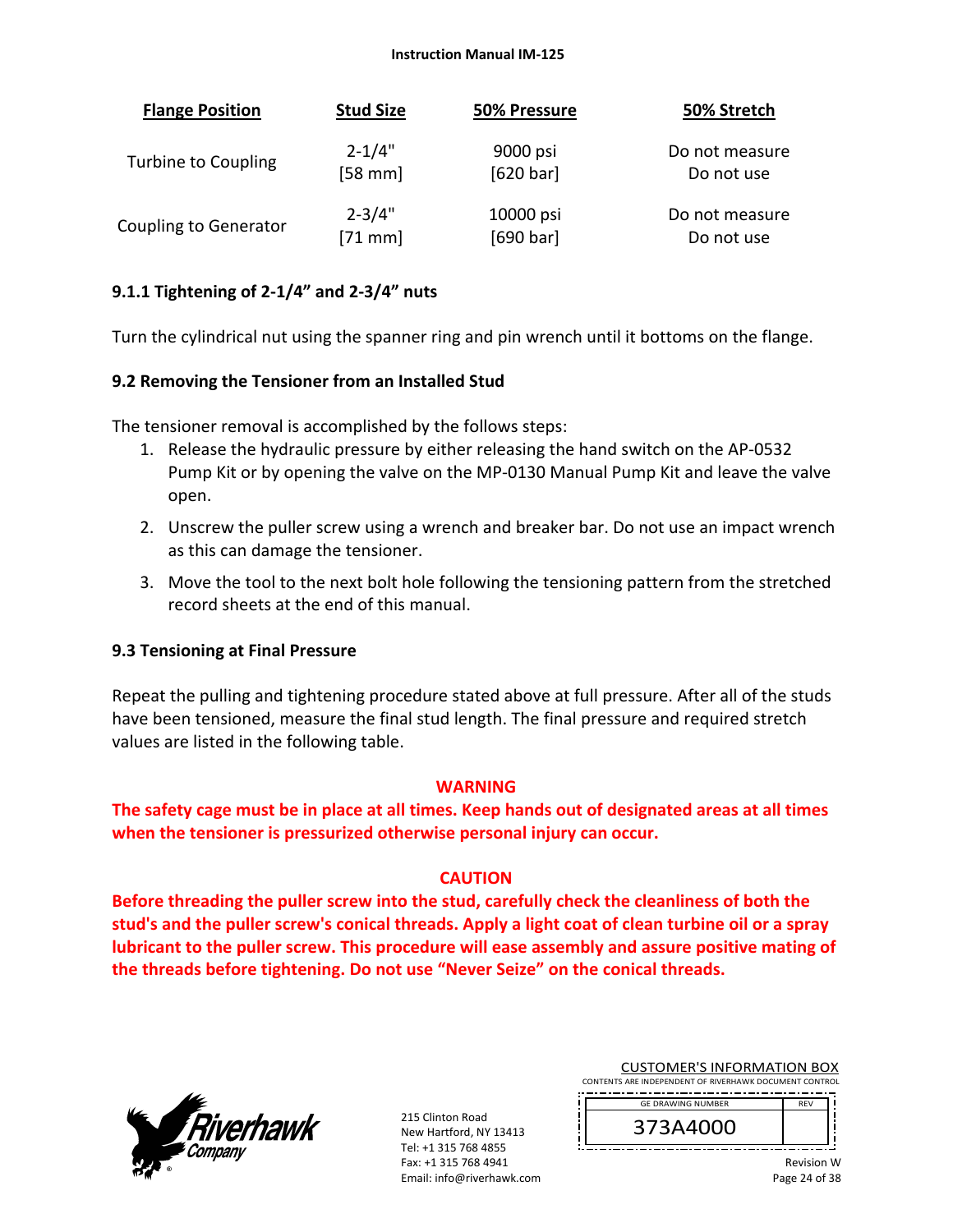| Flange Position | Stud Size | 50% Pressure | 50% Stretch |
|---|---|---|---|
| Turbine to Coupling | 2-1/4" [58 mm] | 9000 psi [620 bar] | Do not measure Do not use |
| Coupling to Generator | 2-3/4" [71 mm] | 10000 psi [690 bar] | Do not measure Do not use |

### 9.1.1 Tightening of 2-1/4" and 2-3/4" nuts

Turn the cylindrical nut using the spanner ring and pin wrench until it bottoms on the flange.

## 9.2 Removing the Tensioner from an Installed Stud

The tensioner removal is accomplished by the follows steps:

1. Release the hydraulic pressure by either releasing the hand switch on the AP-0532 Pump Kit or by opening the valve on the MP-0130 Manual Pump Kit and leave the valve open.
2. Unscrew the puller screw using a wrench and breaker bar. Do not use an impact wrench as this can damage the tensioner.
3. Move the tool to the next bolt hole following the tensioning pattern from the stretched record sheets at the end of this manual.

## 9.3 Tensioning at Final Pressure

Repeat the pulling and tightening procedure stated above at full pressure. After all of the studs have been tensioned, measure the final stud length. The final pressure and required stretch values are listed in the following table.

**WARNING**

**The safety cage must be in place at all times. Keep hands out of designated areas at all times when the tensioner is pressurized otherwise personal injury can occur.**

**CAUTION**

**Before threading the puller screw into the stud, carefully check the cleanliness of both the stud's and the puller screw's conical threads. Apply a light coat of clean turbine oil or a spray lubricant to the puller screw. This procedure will ease assembly and assure positive mating of the threads before tightening. Do not use "Never Seize" on the conical threads.**

215 Clinton Road
New Hartford, NY 13413
Tel: +1 315 768 4855
Fax: +1 315 768 4941
Email: info@riverhawk.com

CUSTOMER'S INFORMATION BOX
CONTENTS ARE INDEPENDENT OF RIVERHAWK DOCUMENT CONTROL

| GE DRAWING NUMBER | REV |
|---|---|
| 373A4000 | |

Revision W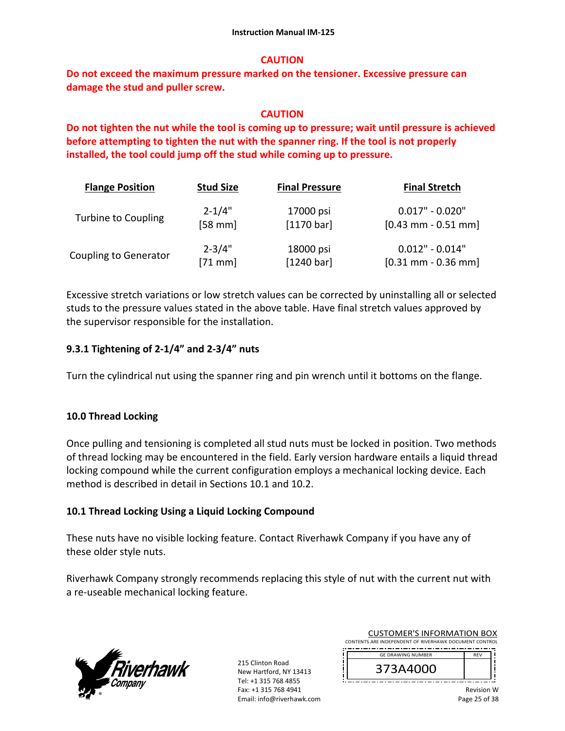**CAUTION**

**Do not exceed the maximum pressure marked on the tensioner. Excessive pressure can damage the stud and puller screw.**

**CAUTION**

**Do not tighten the nut while the tool is coming up to pressure; wait until pressure is achieved before attempting to tighten the nut with the spanner ring. If the tool is not properly installed, the tool could jump off the stud while coming up to pressure.**

| Flange Position | Stud Size | Final Pressure | Final Stretch |
|---|---|---|---|
| Turbine to Coupling | 2-1/4" [58 mm] | 17000 psi [1170 bar] | 0.017" - 0.020" [0.43 mm - 0.51 mm] |
| Coupling to Generator | 2-3/4" [71 mm] | 18000 psi [1240 bar] | 0.012" - 0.014" [0.31 mm - 0.36 mm] |

Excessive stretch variations or low stretch values can be corrected by uninstalling all or selected studs to the pressure values stated in the above table. Have final stretch values approved by the supervisor responsible for the installation.

### 9.3.1 Tightening of 2-1/4" and 2-3/4" nuts

Turn the cylindrical nut using the spanner ring and pin wrench until it bottoms on the flange.

## 10.0 Thread Locking

Once pulling and tensioning is completed all stud nuts must be locked in position. Two methods of thread locking may be encountered in the field. Early version hardware entails a liquid thread locking compound while the current configuration employs a mechanical locking device. Each method is described in detail in Sections 10.1 and 10.2.

### 10.1 Thread Locking Using a Liquid Locking Compound

These nuts have no visible locking feature. Contact Riverhawk Company if you have any of these older style nuts.

Riverhawk Company strongly recommends replacing this style of nut with the current nut with a re-useable mechanical locking feature.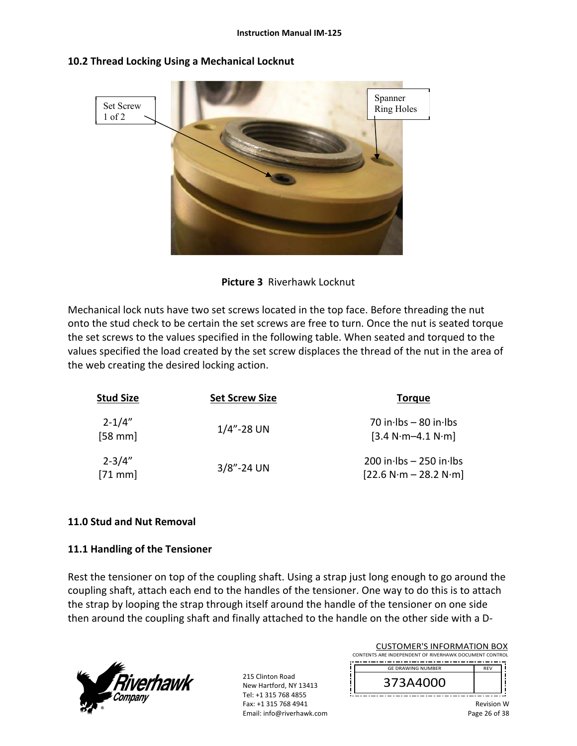## 10.2 Thread Locking Using a Mechanical Locknut

Set Screw 1 of 2

Spanner Ring Holes

**Picture 3** Riverhawk Locknut

Mechanical lock nuts have two set screws located in the top face. Before threading the nut onto the stud check to be certain the set screws are free to turn. Once the nut is seated torque the set screws to the values specified in the following table. When seated and torqued to the values specified the load created by the set screw displaces the thread of the nut in the area of the web creating the desired locking action.

| Stud Size | Set Screw Size | Torque |
|---|---|---|
| 2-1/4” [58 mm] | 1/4”-28 UN | 70 in·lbs – 80 in·lbs [3.4 N·m–4.1 N·m] |
| 2-3/4” [71 mm] | 3/8”-24 UN | 200 in·lbs – 250 in·lbs [22.6 N·m – 28.2 N·m] |

## 11.0 Stud and Nut Removal

### 11.1 Handling of the Tensioner

Rest the tensioner on top of the coupling shaft. Using a strap just long enough to go around the coupling shaft, attach each end to the handles of the tensioner. One way to do this is to attach the strap by looping the strap through itself around the handle of the tensioner on one side then around the coupling shaft and finally attached to the handle on the other side with a D-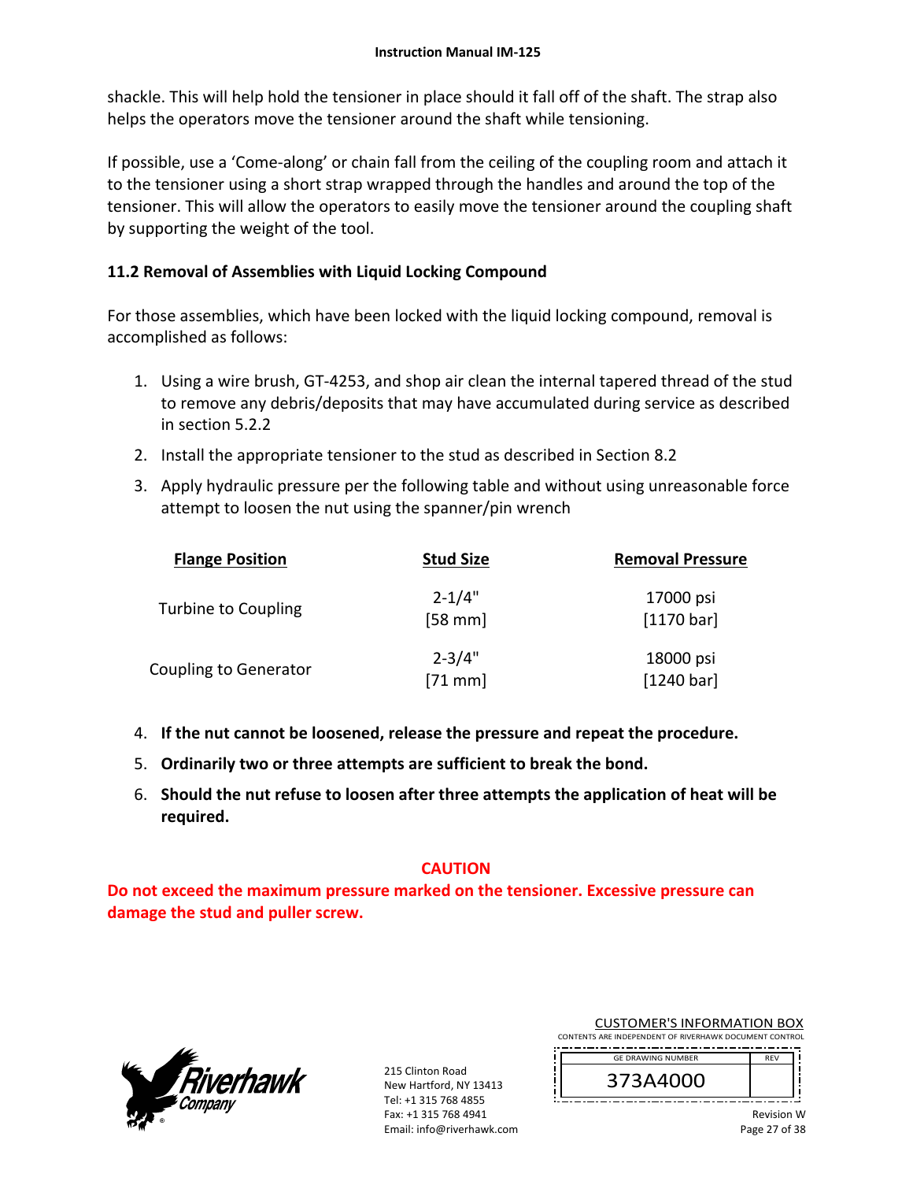shackle. This will help hold the tensioner in place should it fall off of the shaft. The strap also helps the operators move the tensioner around the shaft while tensioning.

If possible, use a 'Come-along' or chain fall from the ceiling of the coupling room and attach it to the tensioner using a short strap wrapped through the handles and around the top of the tensioner. This will allow the operators to easily move the tensioner around the coupling shaft by supporting the weight of the tool.

## 11.2 Removal of Assemblies with Liquid Locking Compound

For those assemblies, which have been locked with the liquid locking compound, removal is accomplished as follows:

1. Using a wire brush, GT-4253, and shop air clean the internal tapered thread of the stud to remove any debris/deposits that may have accumulated during service as described in section 5.2.2
2. Install the appropriate tensioner to the stud as described in Section 8.2
3. Apply hydraulic pressure per the following table and without using unreasonable force attempt to loosen the nut using the spanner/pin wrench

| Flange Position | Stud Size | Removal Pressure |
|---|---|---|
| Turbine to Coupling | 2-1/4" [58 mm] | 17000 psi [1170 bar] |
| Coupling to Generator | 2-3/4" [71 mm] | 18000 psi [1240 bar] |

4. **If the nut cannot be loosened, release the pressure and repeat the procedure.**
5. **Ordinarily two or three attempts are sufficient to break the bond.**
6. **Should the nut refuse to loosen after three attempts the application of heat will be required.**

**CAUTION**

**Do not exceed the maximum pressure marked on the tensioner. Excessive pressure can damage the stud and puller screw.**

215 Clinton Road
New Hartford, NY 13413
Tel: +1 315 768 4855
Fax: +1 315 768 4941
Email: info@riverhawk.com

CUSTOMER'S INFORMATION BOX
CONTENTS ARE INDEPENDENT OF RIVERHAWK DOCUMENT CONTROL

| GE DRAWING NUMBER | REV |
|---|---|
| 373A4000 | |

Revision W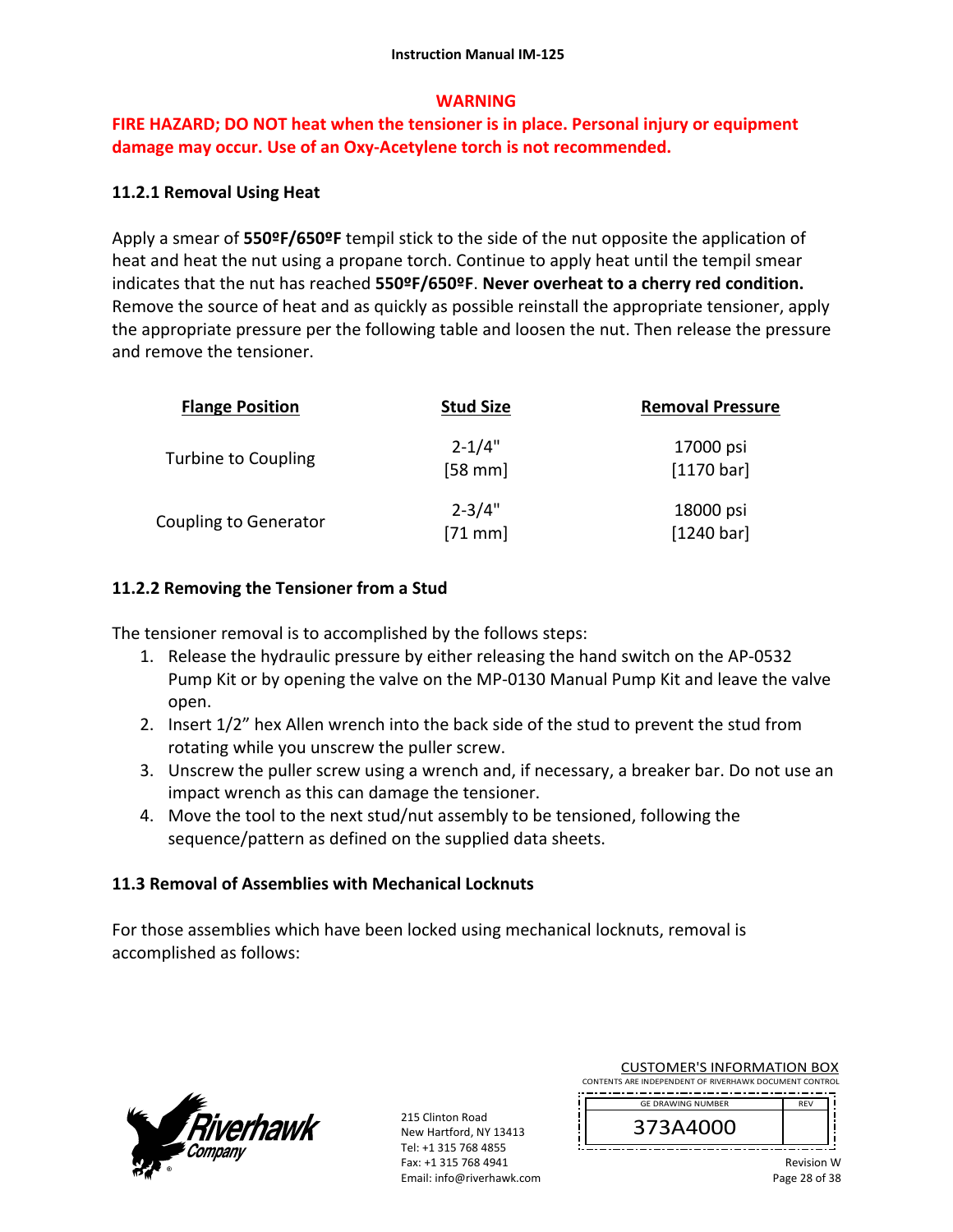**WARNING**

**FIRE HAZARD; DO NOT heat when the tensioner is in place. Personal injury or equipment damage may occur. Use of an Oxy-Acetylene torch is not recommended.**

### 11.2.1 Removal Using Heat

Apply a smear of **550ºF/650ºF** tempil stick to the side of the nut opposite the application of heat and heat the nut using a propane torch. Continue to apply heat until the tempil smear indicates that the nut has reached **550ºF/650ºF**. **Never overheat to a cherry red condition.** Remove the source of heat and as quickly as possible reinstall the appropriate tensioner, apply the appropriate pressure per the following table and loosen the nut. Then release the pressure and remove the tensioner.

| Flange Position | Stud Size | Removal Pressure |
|---|---|---|
| Turbine to Coupling | 2-1/4" [58 mm] | 17000 psi [1170 bar] |
| Coupling to Generator | 2-3/4" [71 mm] | 18000 psi [1240 bar] |

### 11.2.2 Removing the Tensioner from a Stud

The tensioner removal is to accomplished by the follows steps:

1. Release the hydraulic pressure by either releasing the hand switch on the AP-0532 Pump Kit or by opening the valve on the MP-0130 Manual Pump Kit and leave the valve open.
2. Insert 1/2" hex Allen wrench into the back side of the stud to prevent the stud from rotating while you unscrew the puller screw.
3. Unscrew the puller screw using a wrench and, if necessary, a breaker bar. Do not use an impact wrench as this can damage the tensioner.
4. Move the tool to the next stud/nut assembly to be tensioned, following the sequence/pattern as defined on the supplied data sheets.

### 11.3 Removal of Assemblies with Mechanical Locknuts

For those assemblies which have been locked using mechanical locknuts, removal is accomplished as follows: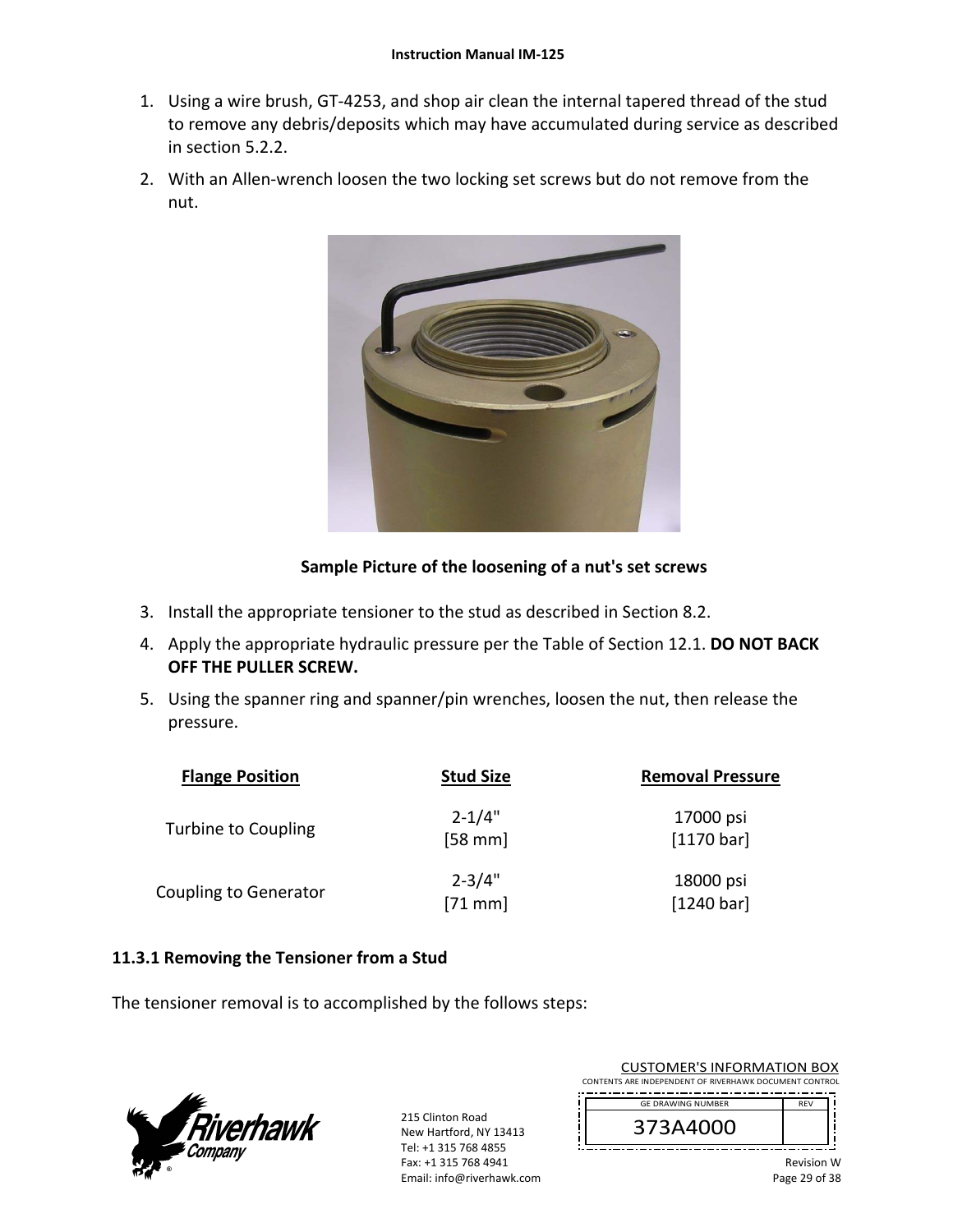1. Using a wire brush, GT-4253, and shop air clean the internal tapered thread of the stud to remove any debris/deposits which may have accumulated during service as described in section 5.2.2.
2. With an Allen-wrench loosen the two locking set screws but do not remove from the nut.

**Sample Picture of the loosening of a nut's set screws**

3. Install the appropriate tensioner to the stud as described in Section 8.2.
4. Apply the appropriate hydraulic pressure per the Table of Section 12.1. **DO NOT BACK OFF THE PULLER SCREW.**
5. Using the spanner ring and spanner/pin wrenches, loosen the nut, then release the pressure.

| Flange Position | Stud Size | Removal Pressure |
|---|---|---|
| Turbine to Coupling | 2-1/4" [58 mm] | 17000 psi [1170 bar] |
| Coupling to Generator | 2-3/4" [71 mm] | 18000 psi [1240 bar] |

### 11.3.1 Removing the Tensioner from a Stud

The tensioner removal is to accomplished by the follows steps: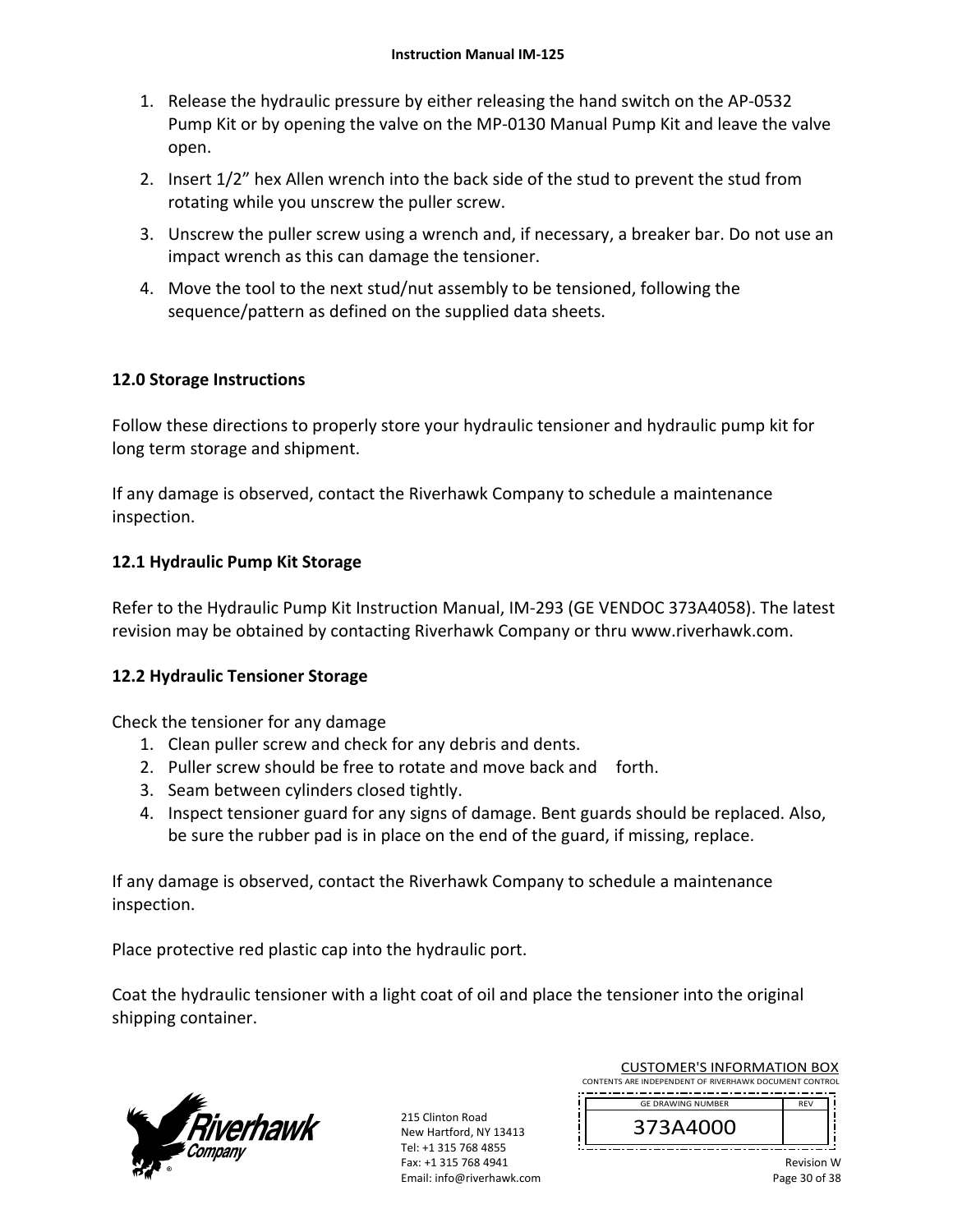1. Release the hydraulic pressure by either releasing the hand switch on the AP-0532 Pump Kit or by opening the valve on the MP-0130 Manual Pump Kit and leave the valve open.
2. Insert 1/2" hex Allen wrench into the back side of the stud to prevent the stud from rotating while you unscrew the puller screw.
3. Unscrew the puller screw using a wrench and, if necessary, a breaker bar. Do not use an impact wrench as this can damage the tensioner.
4. Move the tool to the next stud/nut assembly to be tensioned, following the sequence/pattern as defined on the supplied data sheets.

## 12.0 Storage Instructions

Follow these directions to properly store your hydraulic tensioner and hydraulic pump kit for long term storage and shipment.

If any damage is observed, contact the Riverhawk Company to schedule a maintenance inspection.

### 12.1 Hydraulic Pump Kit Storage

Refer to the Hydraulic Pump Kit Instruction Manual, IM-293 (GE VENDOC 373A4058). The latest revision may be obtained by contacting Riverhawk Company or thru www.riverhawk.com.

### 12.2 Hydraulic Tensioner Storage

Check the tensioner for any damage

1. Clean puller screw and check for any debris and dents.
2. Puller screw should be free to rotate and move back and forth.
3. Seam between cylinders closed tightly.
4. Inspect tensioner guard for any signs of damage. Bent guards should be replaced. Also, be sure the rubber pad is in place on the end of the guard, if missing, replace.

If any damage is observed, contact the Riverhawk Company to schedule a maintenance inspection.

Place protective red plastic cap into the hydraulic port.

Coat the hydraulic tensioner with a light coat of oil and place the tensioner into the original shipping container.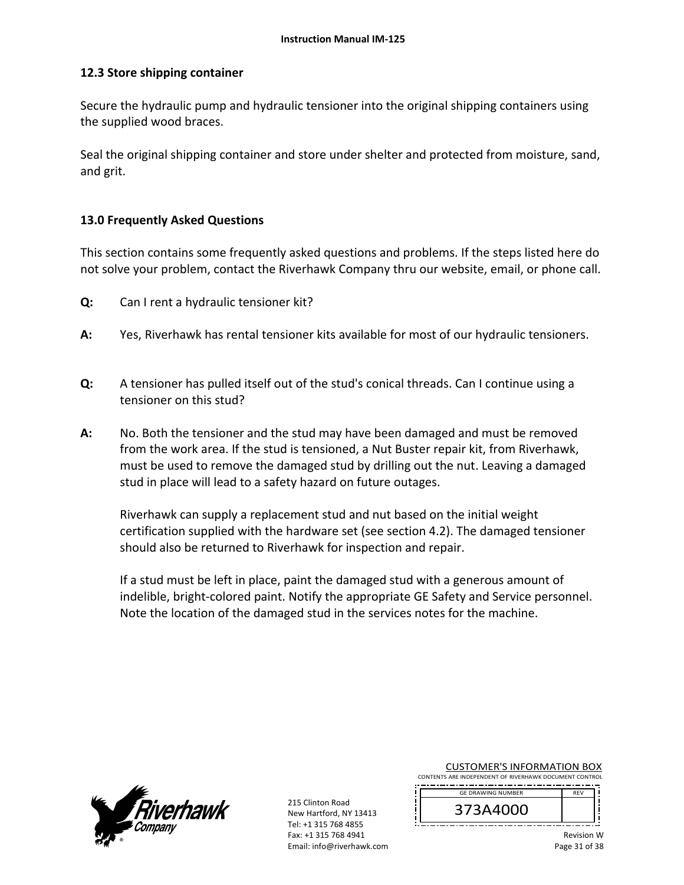## 12.3 Store shipping container

Secure the hydraulic pump and hydraulic tensioner into the original shipping containers using the supplied wood braces.

Seal the original shipping container and store under shelter and protected from moisture, sand, and grit.

## 13.0 Frequently Asked Questions

This section contains some frequently asked questions and problems. If the steps listed here do not solve your problem, contact the Riverhawk Company thru our website, email, or phone call.

**Q:** Can I rent a hydraulic tensioner kit?

**A:** Yes, Riverhawk has rental tensioner kits available for most of our hydraulic tensioners.

**Q:** A tensioner has pulled itself out of the stud's conical threads. Can I continue using a tensioner on this stud?

**A:** No. Both the tensioner and the stud may have been damaged and must be removed from the work area. If the stud is tensioned, a Nut Buster repair kit, from Riverhawk, must be used to remove the damaged stud by drilling out the nut. Leaving a damaged stud in place will lead to a safety hazard on future outages.

Riverhawk can supply a replacement stud and nut based on the initial weight certification supplied with the hardware set (see section 4.2). The damaged tensioner should also be returned to Riverhawk for inspection and repair.

If a stud must be left in place, paint the damaged stud with a generous amount of indelible, bright-colored paint. Notify the appropriate GE Safety and Service personnel. Note the location of the damaged stud in the services notes for the machine.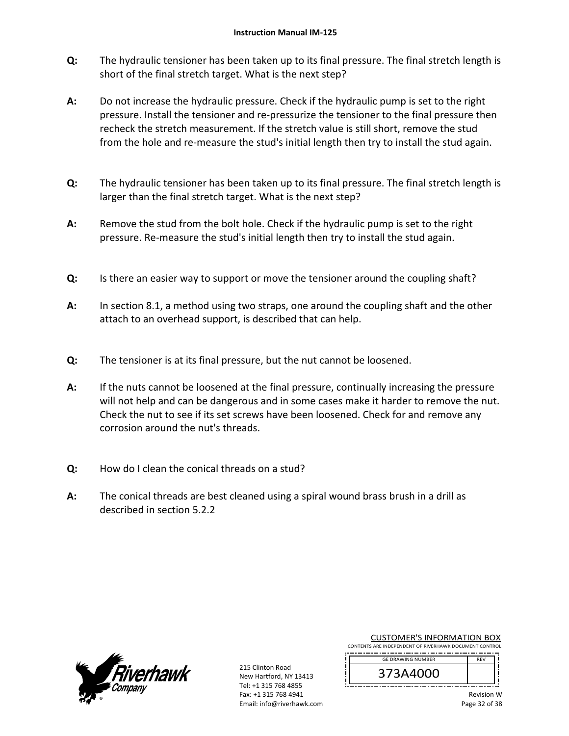**Q:** The hydraulic tensioner has been taken up to its final pressure. The final stretch length is short of the final stretch target. What is the next step?

**A:** Do not increase the hydraulic pressure. Check if the hydraulic pump is set to the right pressure. Install the tensioner and re-pressurize the tensioner to the final pressure then recheck the stretch measurement. If the stretch value is still short, remove the stud from the hole and re-measure the stud's initial length then try to install the stud again.

**Q:** The hydraulic tensioner has been taken up to its final pressure. The final stretch length is larger than the final stretch target. What is the next step?

**A:** Remove the stud from the bolt hole. Check if the hydraulic pump is set to the right pressure. Re-measure the stud's initial length then try to install the stud again.

**Q:** Is there an easier way to support or move the tensioner around the coupling shaft?

**A:** In section 8.1, a method using two straps, one around the coupling shaft and the other attach to an overhead support, is described that can help.

**Q:** The tensioner is at its final pressure, but the nut cannot be loosened.

**A:** If the nuts cannot be loosened at the final pressure, continually increasing the pressure will not help and can be dangerous and in some cases make it harder to remove the nut. Check the nut to see if its set screws have been loosened. Check for and remove any corrosion around the nut's threads.

**Q:** How do I clean the conical threads on a stud?

**A:** The conical threads are best cleaned using a spiral wound brass brush in a drill as described in section 5.2.2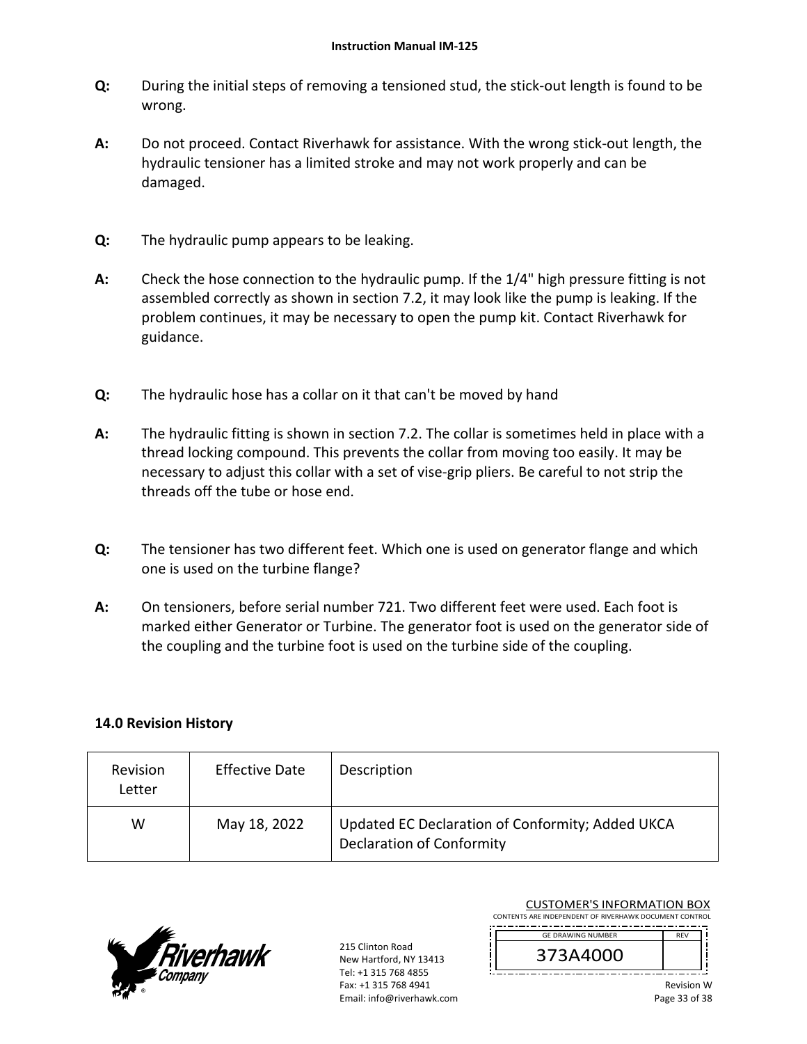**Q:** During the initial steps of removing a tensioned stud, the stick-out length is found to be wrong.

**A:** Do not proceed. Contact Riverhawk for assistance. With the wrong stick-out length, the hydraulic tensioner has a limited stroke and may not work properly and can be damaged.

**Q:** The hydraulic pump appears to be leaking.

**A:** Check the hose connection to the hydraulic pump. If the 1/4" high pressure fitting is not assembled correctly as shown in section 7.2, it may look like the pump is leaking. If the problem continues, it may be necessary to open the pump kit. Contact Riverhawk for guidance.

**Q:** The hydraulic hose has a collar on it that can't be moved by hand

**A:** The hydraulic fitting is shown in section 7.2. The collar is sometimes held in place with a thread locking compound. This prevents the collar from moving too easily. It may be necessary to adjust this collar with a set of vise-grip pliers. Be careful to not strip the threads off the tube or hose end.

**Q:** The tensioner has two different feet. Which one is used on generator flange and which one is used on the turbine flange?

**A:** On tensioners, before serial number 721. Two different feet were used. Each foot is marked either Generator or Turbine. The generator foot is used on the generator side of the coupling and the turbine foot is used on the turbine side of the coupling.

## 14.0 Revision History

| Revision Letter | Effective Date | Description |
|---|---|---|
| W | May 18, 2022 | Updated EC Declaration of Conformity; Added UKCA Declaration of Conformity |

215 Clinton Road
New Hartford, NY 13413
Tel: +1 315 768 4855
Fax: +1 315 768 4941
Email: info@riverhawk.com

CUSTOMER'S INFORMATION BOX
CONTENTS ARE INDEPENDENT OF RIVERHAWK DOCUMENT CONTROL

| GE DRAWING NUMBER | REV |
|---|---|
| 373A4000 | |

Revision W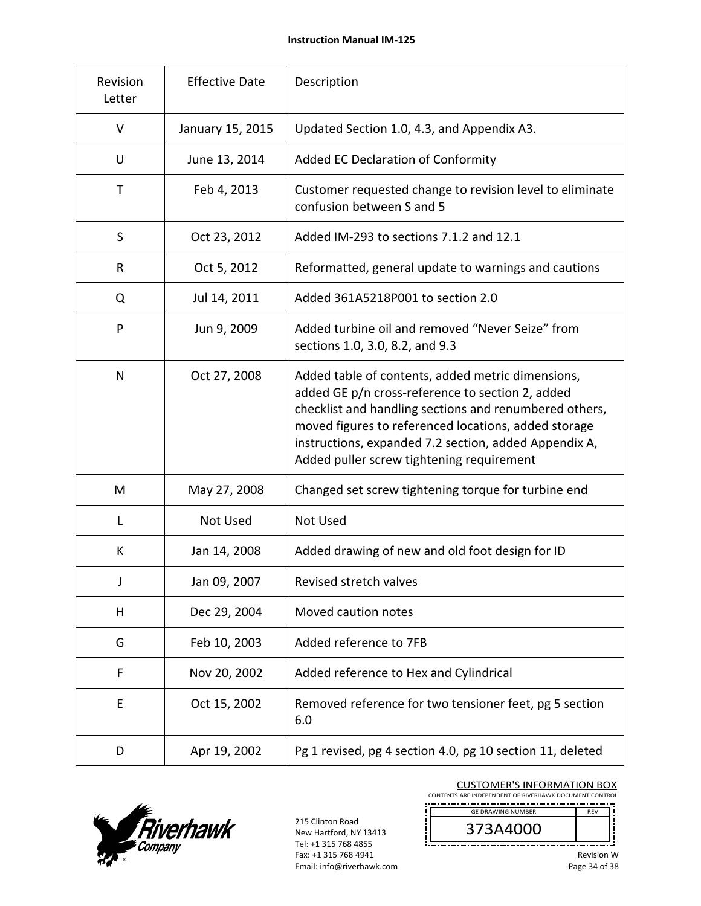| Revision Letter | Effective Date | Description |
|---|---|---|
| V | January 15, 2015 | Updated Section 1.0, 4.3, and Appendix A3. |
| U | June 13, 2014 | Added EC Declaration of Conformity |
| T | Feb 4, 2013 | Customer requested change to revision level to eliminate confusion between S and 5 |
| S | Oct 23, 2012 | Added IM-293 to sections 7.1.2 and 12.1 |
| R | Oct 5, 2012 | Reformatted, general update to warnings and cautions |
| Q | Jul 14, 2011 | Added 361A5218P001 to section 2.0 |
| P | Jun 9, 2009 | Added turbine oil and removed "Never Seize" from sections 1.0, 3.0, 8.2, and 9.3 |
| N | Oct 27, 2008 | Added table of contents, added metric dimensions, added GE p/n cross-reference to section 2, added checklist and handling sections and renumbered others, moved figures to referenced locations, added storage instructions, expanded 7.2 section, added Appendix A, Added puller screw tightening requirement |
| M | May 27, 2008 | Changed set screw tightening torque for turbine end |
| L | Not Used | Not Used |
| K | Jan 14, 2008 | Added drawing of new and old foot design for ID |
| J | Jan 09, 2007 | Revised stretch valves |
| H | Dec 29, 2004 | Moved caution notes |
| G | Feb 10, 2003 | Added reference to 7FB |
| F | Nov 20, 2002 | Added reference to Hex and Cylindrical |
| E | Oct 15, 2002 | Removed reference for two tensioner feet, pg 5 section 6.0 |
| D | Apr 19, 2002 | Pg 1 revised, pg 4 section 4.0, pg 10 section 11, deleted |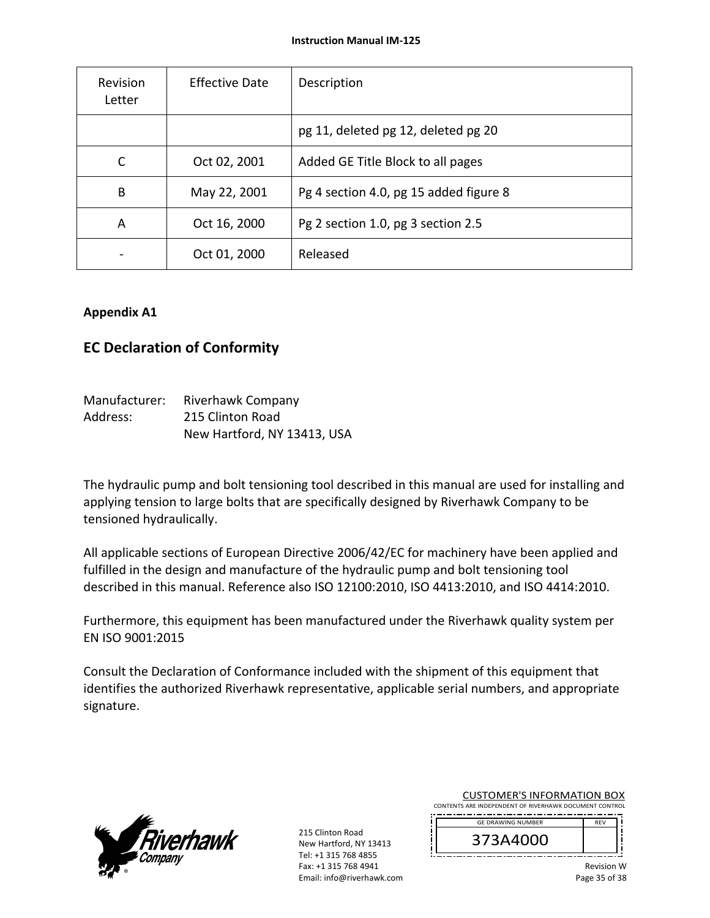| Revision Letter | Effective Date | Description |
|---|---|---|
| | | pg 11, deleted pg 12, deleted pg 20 |
| C | Oct 02, 2001 | Added GE Title Block to all pages |
| B | May 22, 2001 | Pg 4 section 4.0, pg 15 added figure 8 |
| A | Oct 16, 2000 | Pg 2 section 1.0, pg 3 section 2.5 |
| - | Oct 01, 2000 | Released |

**Appendix A1**

## EC Declaration of Conformity

Manufacturer: Riverhawk Company
Address: 215 Clinton Road
New Hartford, NY 13413, USA

The hydraulic pump and bolt tensioning tool described in this manual are used for installing and applying tension to large bolts that are specifically designed by Riverhawk Company to be tensioned hydraulically.

All applicable sections of European Directive 2006/42/EC for machinery have been applied and fulfilled in the design and manufacture of the hydraulic pump and bolt tensioning tool described in this manual. Reference also ISO 12100:2010, ISO 4413:2010, and ISO 4414:2010.

Furthermore, this equipment has been manufactured under the Riverhawk quality system per EN ISO 9001:2015

Consult the Declaration of Conformance included with the shipment of this equipment that identifies the authorized Riverhawk representative, applicable serial numbers, and appropriate signature.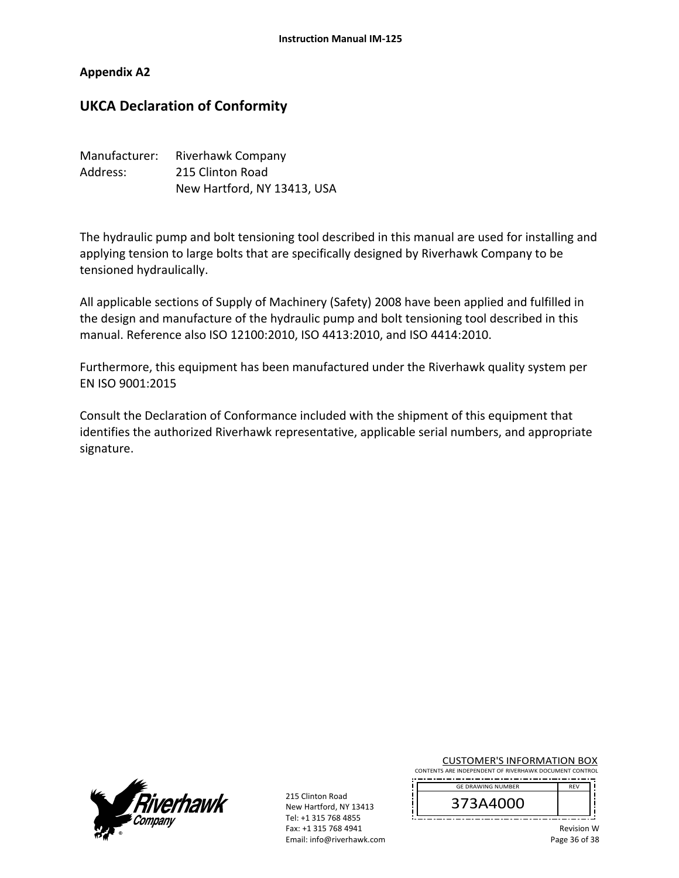## Appendix A2

# UKCA Declaration of Conformity

Manufacturer: Riverhawk Company
Address: 215 Clinton Road
New Hartford, NY 13413, USA

The hydraulic pump and bolt tensioning tool described in this manual are used for installing and applying tension to large bolts that are specifically designed by Riverhawk Company to be tensioned hydraulically.

All applicable sections of Supply of Machinery (Safety) 2008 have been applied and fulfilled in the design and manufacture of the hydraulic pump and bolt tensioning tool described in this manual. Reference also ISO 12100:2010, ISO 4413:2010, and ISO 4414:2010.

Furthermore, this equipment has been manufactured under the Riverhawk quality system per EN ISO 9001:2015

Consult the Declaration of Conformance included with the shipment of this equipment that identifies the authorized Riverhawk representative, applicable serial numbers, and appropriate signature.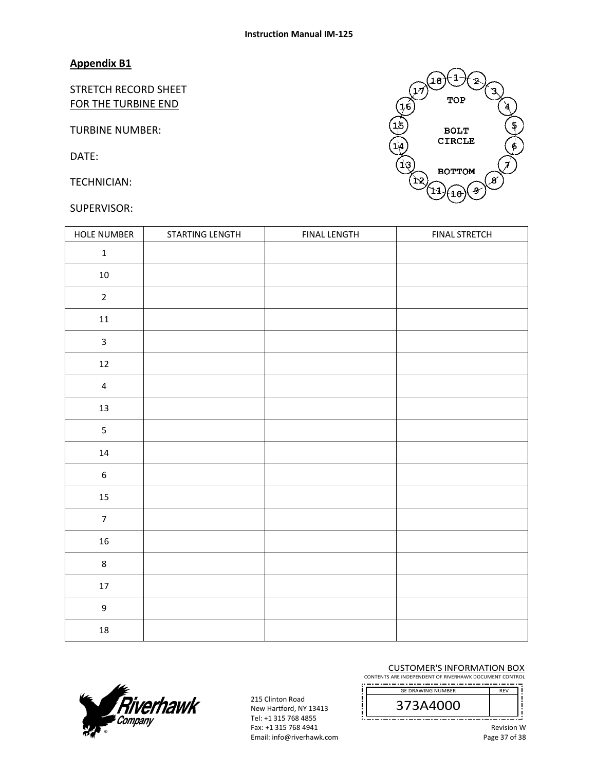## Appendix B1

STRETCH RECORD SHEET
FOR THE TURBINE END

TURBINE NUMBER:

DATE:

TECHNICIAN:

SUPERVISOR:

| HOLE NUMBER | STARTING LENGTH | FINAL LENGTH | FINAL STRETCH |
|---|---|---|---|
| 1 | | | |
| 10 | | | |
| 2 | | | |
| 11 | | | |
| 3 | | | |
| 12 | | | |
| 4 | | | |
| 13 | | | |
| 5 | | | |
| 14 | | | |
| 6 | | | |
| 15 | | | |
| 7 | | | |
| 16 | | | |
| 8 | | | |
| 17 | | | |
| 9 | | | |
| 18 | | | |

215 Clinton Road
New Hartford, NY 13413
Tel: +1 315 768 4855
Fax: +1 315 768 4941
Email: info@riverhawk.com

CUSTOMER'S INFORMATION BOX
CONTENTS ARE INDEPENDENT OF RIVERHAWK DOCUMENT CONTROL

| GE DRAWING NUMBER | REV |
|---|---|
| 373A4000 | |

Revision W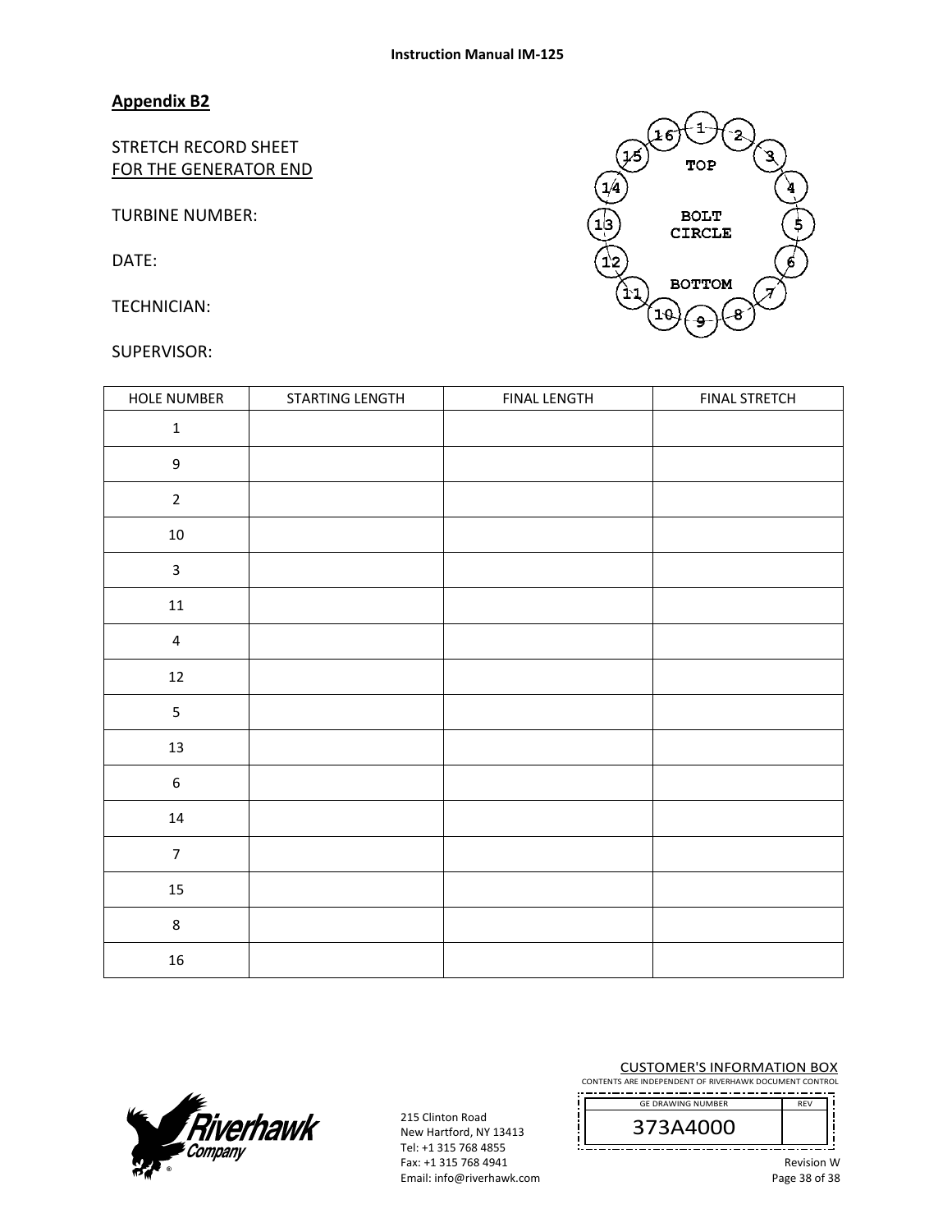## Appendix B2

STRETCH RECORD SHEET
FOR THE GENERATOR END

TURBINE NUMBER:

DATE:

TECHNICIAN:

SUPERVISOR:

16 1 2
15 3
TOP
14 4
BOLT
13 CIRCLE 5
12 6
BOTTOM
11 7
10 9 8

| HOLE NUMBER | STARTING LENGTH | FINAL LENGTH | FINAL STRETCH |
|---|---|---|---|
| 1 | | | |
| 9 | | | |
| 2 | | | |
| 10 | | | |
| 3 | | | |
| 11 | | | |
| 4 | | | |
| 12 | | | |
| 5 | | | |
| 13 | | | |
| 6 | | | |
| 14 | | | |
| 7 | | | |
| 15 | | | |
| 8 | | | |
| 16 | | | |

Riverhawk Company

215 Clinton Road
New Hartford, NY 13413
Tel: +1 315 768 4855
Fax: +1 315 768 4941
Email: info@riverhawk.com

CUSTOMER'S INFORMATION BOX
CONTENTS ARE INDEPENDENT OF RIVERHAWK DOCUMENT CONTROL

| GE DRAWING NUMBER | REV |
|---|---|
| 373A4000 | |

Revision W